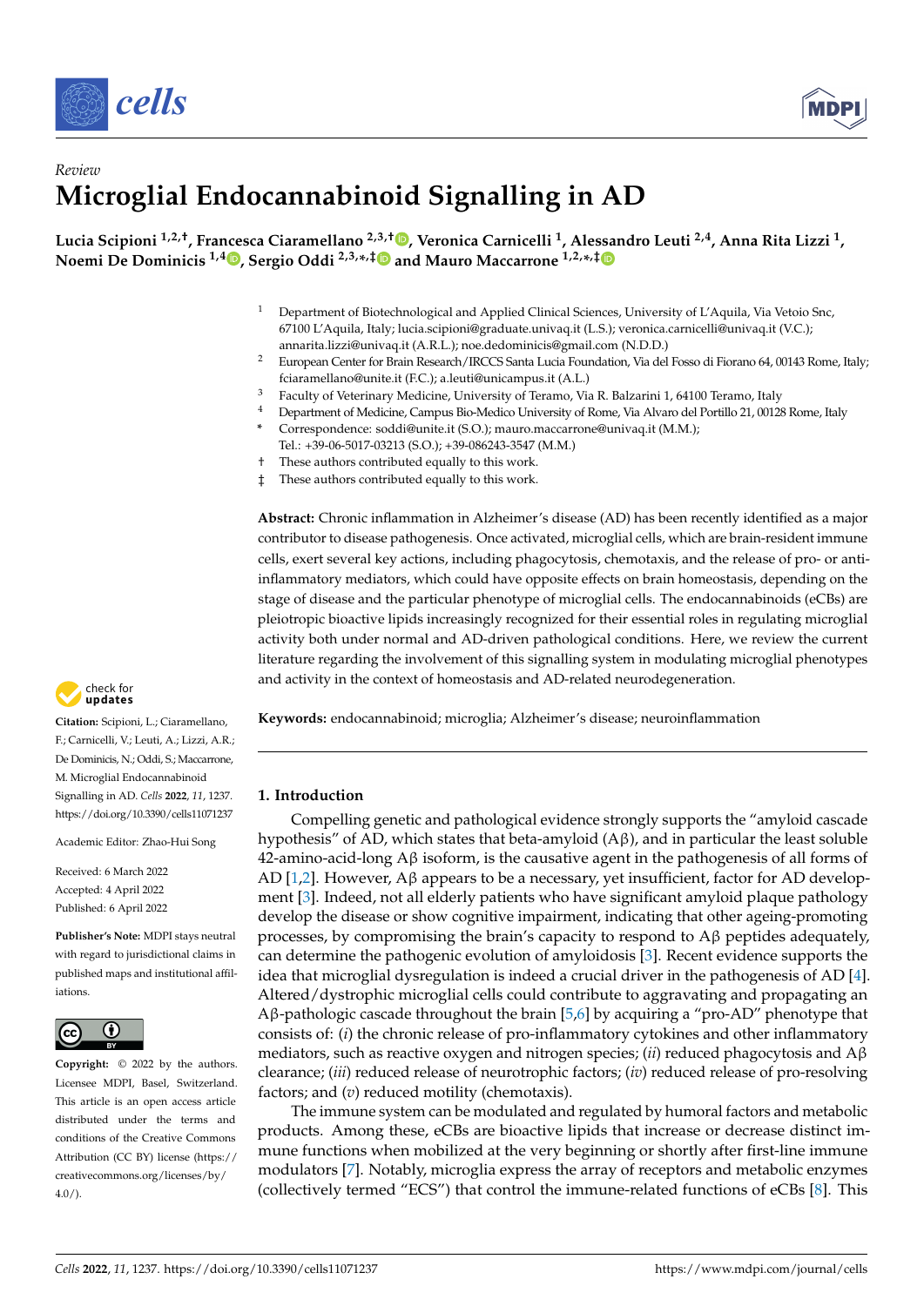*Review*

# Microglial Endocannabinoid Signalling in AD

**Lucia Scipioni [1,2,†], Francesca Ciaramellano [2,3,†], Veronica Carnicelli [1], Alessandro Leuti [2,4], Anna Rita Lizzi [1], Noemi De Dominicis [1,4], Sergio Oddi [2,3,*,‡] and Mauro Maccarrone [1,2,*,‡]**

[1] Department of Biotechnological and Applied Clinical Sciences, University of L'Aquila, Via Vetoio Snc, 67100 L'Aquila, Italy; lucia.scipioni@graduate.univaq.it (L.S.); veronica.carnicelli@univaq.it (V.C.); annarita.lizzi@univaq.it (A.R.L.); noe.dedominicis@gmail.com (N.D.D.)

[2] European Center for Brain Research/IRCCS Santa Lucia Foundation, Via del Fosso di Fiorano 64, 00143 Rome, Italy; fciaramellano@unite.it (F.C.); a.leuti@unicampus.it (A.L.)

[3] Faculty of Veterinary Medicine, University of Teramo, Via R. Balzarini 1, 64100 Teramo, Italy

[4] Department of Medicine, Campus Bio-Medico University of Rome, Via Alvaro del Portillo 21, 00128 Rome, Italy

\* Correspondence: soddi@unite.it (S.O.); mauro.maccarrone@univaq.it (M.M.); Tel.: +39-06-5017-03213 (S.O.); +39-086243-3547 (M.M.)

† These authors contributed equally to this work.

‡ These authors contributed equally to this work.

**Abstract:** Chronic inflammation in Alzheimer's disease (AD) has been recently identified as a major contributor to disease pathogenesis. Once activated, microglial cells, which are brain-resident immune cells, exert several key actions, including phagocytosis, chemotaxis, and the release of pro- or anti-inflammatory mediators, which could have opposite effects on brain homeostasis, depending on the stage of disease and the particular phenotype of microglial cells. The endocannabinoids (eCBs) are pleiotropic bioactive lipids increasingly recognized for their essential roles in regulating microglial activity both under normal and AD-driven pathological conditions. Here, we review the current literature regarding the involvement of this signalling system in modulating microglial phenotypes and activity in the context of homeostasis and AD-related neurodegeneration.

**Keywords:** endocannabinoid; microglia; Alzheimer's disease; neuroinflammation

**Citation:** Scipioni, L.; Ciaramellano, F.; Carnicelli, V.; Leuti, A.; Lizzi, A.R.; De Dominicis, N.; Oddi, S.; Maccarrone, M. Microglial Endocannabinoid Signalling in AD. *Cells* **2022**, *11*, 1237. https://doi.org/10.3390/cells11071237

Academic Editor: Zhao-Hui Song

Received: 6 March 2022
Accepted: 4 April 2022
Published: 6 April 2022

**Publisher's Note:** MDPI stays neutral with regard to jurisdictional claims in published maps and institutional affiliations.

**Copyright:** © 2022 by the authors. Licensee MDPI, Basel, Switzerland. This article is an open access article distributed under the terms and conditions of the Creative Commons Attribution (CC BY) license (https://creativecommons.org/licenses/by/4.0/).

## 1. Introduction

Compelling genetic and pathological evidence strongly supports the "amyloid cascade hypothesis" of AD, which states that beta-amyloid (Aβ), and in particular the least soluble 42-amino-acid-long Aβ isoform, is the causative agent in the pathogenesis of all forms of AD [1,2]. However, Aβ appears to be a necessary, yet insufficient, factor for AD development [3]. Indeed, not all elderly patients who have significant amyloid plaque pathology develop the disease or show cognitive impairment, indicating that other ageing-promoting processes, by compromising the brain's capacity to respond to Aβ peptides adequately, can determine the pathogenic evolution of amyloidosis [3]. Recent evidence supports the idea that microglial dysregulation is indeed a crucial driver in the pathogenesis of AD [4]. Altered/dystrophic microglial cells could contribute to aggravating and propagating an Aβ-pathologic cascade throughout the brain [5,6] by acquiring a "pro-AD" phenotype that consists of: (*i*) the chronic release of pro-inflammatory cytokines and other inflammatory mediators, such as reactive oxygen and nitrogen species; (*ii*) reduced phagocytosis and Aβ clearance; (*iii*) reduced release of neurotrophic factors; (*iv*) reduced release of pro-resolving factors; and (*v*) reduced motility (chemotaxis).

The immune system can be modulated and regulated by humoral factors and metabolic products. Among these, eCBs are bioactive lipids that increase or decrease distinct immune functions when mobilized at the very beginning or shortly after first-line immune modulators [7]. Notably, microglia express the array of receptors and metabolic enzymes (collectively termed "ECS") that control the immune-related functions of eCBs [8]. This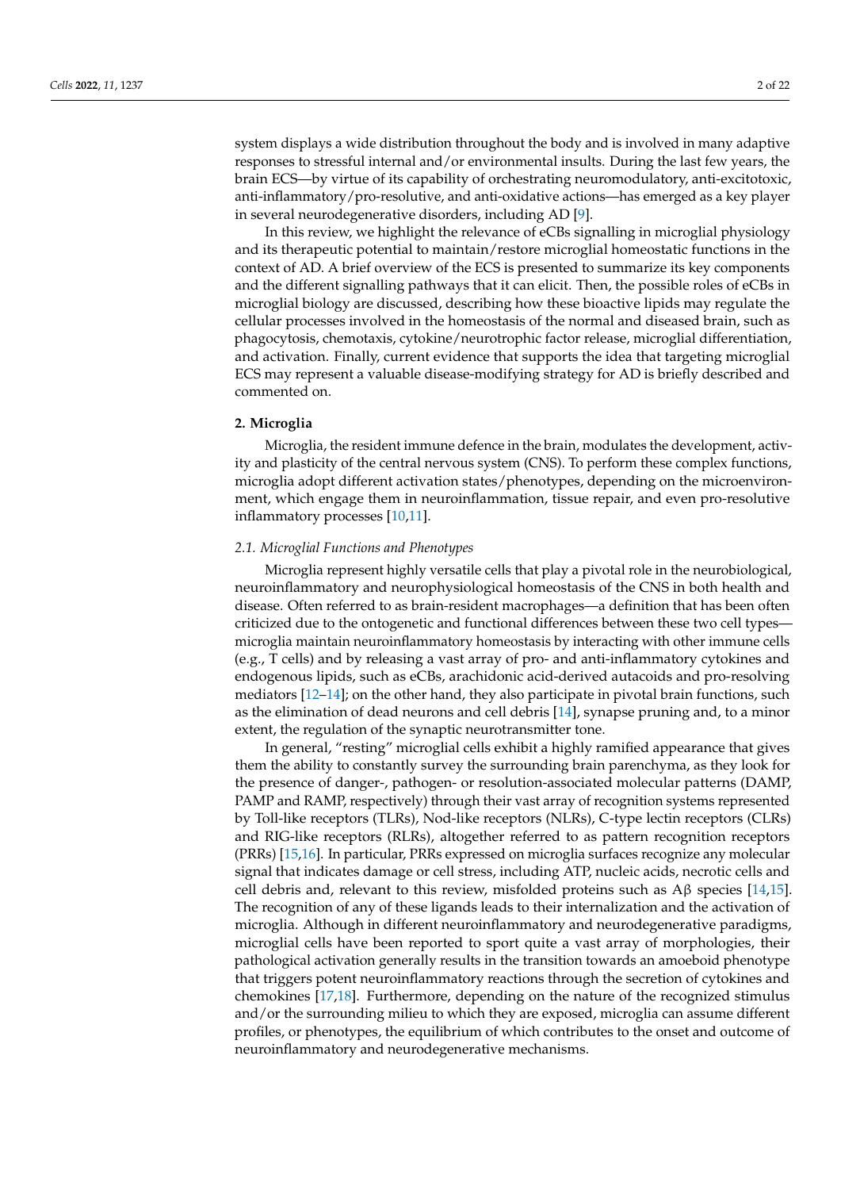system displays a wide distribution throughout the body and is involved in many adaptive responses to stressful internal and/or environmental insults. During the last few years, the brain ECS—by virtue of its capability of orchestrating neuromodulatory, anti-excitotoxic, anti-inflammatory/pro-resolutive, and anti-oxidative actions—has emerged as a key player in several neurodegenerative disorders, including AD [9].

In this review, we highlight the relevance of eCBs signalling in microglial physiology and its therapeutic potential to maintain/restore microglial homeostatic functions in the context of AD. A brief overview of the ECS is presented to summarize its key components and the different signalling pathways that it can elicit. Then, the possible roles of eCBs in microglial biology are discussed, describing how these bioactive lipids may regulate the cellular processes involved in the homeostasis of the normal and diseased brain, such as phagocytosis, chemotaxis, cytokine/neurotrophic factor release, microglial differentiation, and activation. Finally, current evidence that supports the idea that targeting microglial ECS may represent a valuable disease-modifying strategy for AD is briefly described and commented on.

## 2. Microglia

Microglia, the resident immune defence in the brain, modulates the development, activity and plasticity of the central nervous system (CNS). To perform these complex functions, microglia adopt different activation states/phenotypes, depending on the microenvironment, which engage them in neuroinflammation, tissue repair, and even pro-resolutive inflammatory processes [10,11].

### *2.1. Microglial Functions and Phenotypes*

Microglia represent highly versatile cells that play a pivotal role in the neurobiological, neuroinflammatory and neurophysiological homeostasis of the CNS in both health and disease. Often referred to as brain-resident macrophages—a definition that has been often criticized due to the ontogenetic and functional differences between these two cell types—microglia maintain neuroinflammatory homeostasis by interacting with other immune cells (e.g., T cells) and by releasing a vast array of pro- and anti-inflammatory cytokines and endogenous lipids, such as eCBs, arachidonic acid-derived autacoids and pro-resolving mediators [12–14]; on the other hand, they also participate in pivotal brain functions, such as the elimination of dead neurons and cell debris [14], synapse pruning and, to a minor extent, the regulation of the synaptic neurotransmitter tone.

In general, "resting" microglial cells exhibit a highly ramified appearance that gives them the ability to constantly survey the surrounding brain parenchyma, as they look for the presence of danger-, pathogen- or resolution-associated molecular patterns (DAMP, PAMP and RAMP, respectively) through their vast array of recognition systems represented by Toll-like receptors (TLRs), Nod-like receptors (NLRs), C-type lectin receptors (CLRs) and RIG-like receptors (RLRs), altogether referred to as pattern recognition receptors (PRRs) [15,16]. In particular, PRRs expressed on microglia surfaces recognize any molecular signal that indicates damage or cell stress, including ATP, nucleic acids, necrotic cells and cell debris and, relevant to this review, misfolded proteins such as A$\beta$ species [14,15]. The recognition of any of these ligands leads to their internalization and the activation of microglia. Although in different neuroinflammatory and neurodegenerative paradigms, microglial cells have been reported to sport quite a vast array of morphologies, their pathological activation generally results in the transition towards an amoeboid phenotype that triggers potent neuroinflammatory reactions through the secretion of cytokines and chemokines [17,18]. Furthermore, depending on the nature of the recognized stimulus and/or the surrounding milieu to which they are exposed, microglia can assume different profiles, or phenotypes, the equilibrium of which contributes to the onset and outcome of neuroinflammatory and neurodegenerative mechanisms.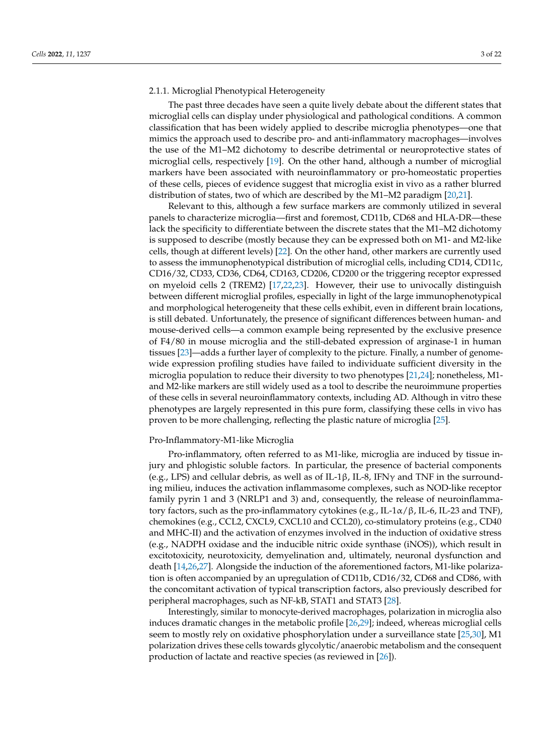### 2.1.1. Microglial Phenotypical Heterogeneity

The past three decades have seen a quite lively debate about the different states that microglial cells can display under physiological and pathological conditions. A common classification that has been widely applied to describe microglia phenotypes—one that mimics the approach used to describe pro- and anti-inflammatory macrophages—involves the use of the M1–M2 dichotomy to describe detrimental or neuroprotective states of microglial cells, respectively [19]. On the other hand, although a number of microglial markers have been associated with neuroinflammatory or pro-homeostatic properties of these cells, pieces of evidence suggest that microglia exist in vivo as a rather blurred distribution of states, two of which are described by the M1–M2 paradigm [20,21].

Relevant to this, although a few surface markers are commonly utilized in several panels to characterize microglia—first and foremost, CD11b, CD68 and HLA-DR—these lack the specificity to differentiate between the discrete states that the M1–M2 dichotomy is supposed to describe (mostly because they can be expressed both on M1- and M2-like cells, though at different levels) [22]. On the other hand, other markers are currently used to assess the immunophenotypical distribution of microglial cells, including CD14, CD11c, CD16/32, CD33, CD36, CD64, CD163, CD206, CD200 or the triggering receptor expressed on myeloid cells 2 (TREM2) [17,22,23]. However, their use to univocally distinguish between different microglial profiles, especially in light of the large immunophenotypical and morphological heterogeneity that these cells exhibit, even in different brain locations, is still debated. Unfortunately, the presence of significant differences between human- and mouse-derived cells—a common example being represented by the exclusive presence of F4/80 in mouse microglia and the still-debated expression of arginase-1 in human tissues [23]—adds a further layer of complexity to the picture. Finally, a number of genome-wide expression profiling studies have failed to individuate sufficient diversity in the microglia population to reduce their diversity to two phenotypes [21,24]; nonetheless, M1- and M2-like markers are still widely used as a tool to describe the neuroimmune properties of these cells in several neuroinflammatory contexts, including AD. Although in vitro these phenotypes are largely represented in this pure form, classifying these cells in vivo has proven to be more challenging, reflecting the plastic nature of microglia [25].

#### Pro-Inflammatory-M1-like Microglia

Pro-inflammatory, often referred to as M1-like, microglia are induced by tissue injury and phlogistic soluble factors. In particular, the presence of bacterial components (e.g., LPS) and cellular debris, as well as of IL-1β, IL-8, IFNγ and TNF in the surrounding milieu, induces the activation inflammasome complexes, such as NOD-like receptor family pyrin 1 and 3 (NRLP1 and 3) and, consequently, the release of neuroinflammatory factors, such as the pro-inflammatory cytokines (e.g., IL-1α/β, IL-6, IL-23 and TNF), chemokines (e.g., CCL2, CXCL9, CXCL10 and CCL20), co-stimulatory proteins (e.g., CD40 and MHC-II) and the activation of enzymes involved in the induction of oxidative stress (e.g., NADPH oxidase and the inducible nitric oxide synthase (iNOS)), which result in excitotoxicity, neurotoxicity, demyelination and, ultimately, neuronal dysfunction and death [14,26,27]. Alongside the induction of the aforementioned factors, M1-like polarization is often accompanied by an upregulation of CD11b, CD16/32, CD68 and CD86, with the concomitant activation of typical transcription factors, also previously described for peripheral macrophages, such as NF-kB, STAT1 and STAT3 [28].

Interestingly, similar to monocyte-derived macrophages, polarization in microglia also induces dramatic changes in the metabolic profile [26,29]; indeed, whereas microglial cells seem to mostly rely on oxidative phosphorylation under a surveillance state [25,30], M1 polarization drives these cells towards glycolytic/anaerobic metabolism and the consequent production of lactate and reactive species (as reviewed in [26]).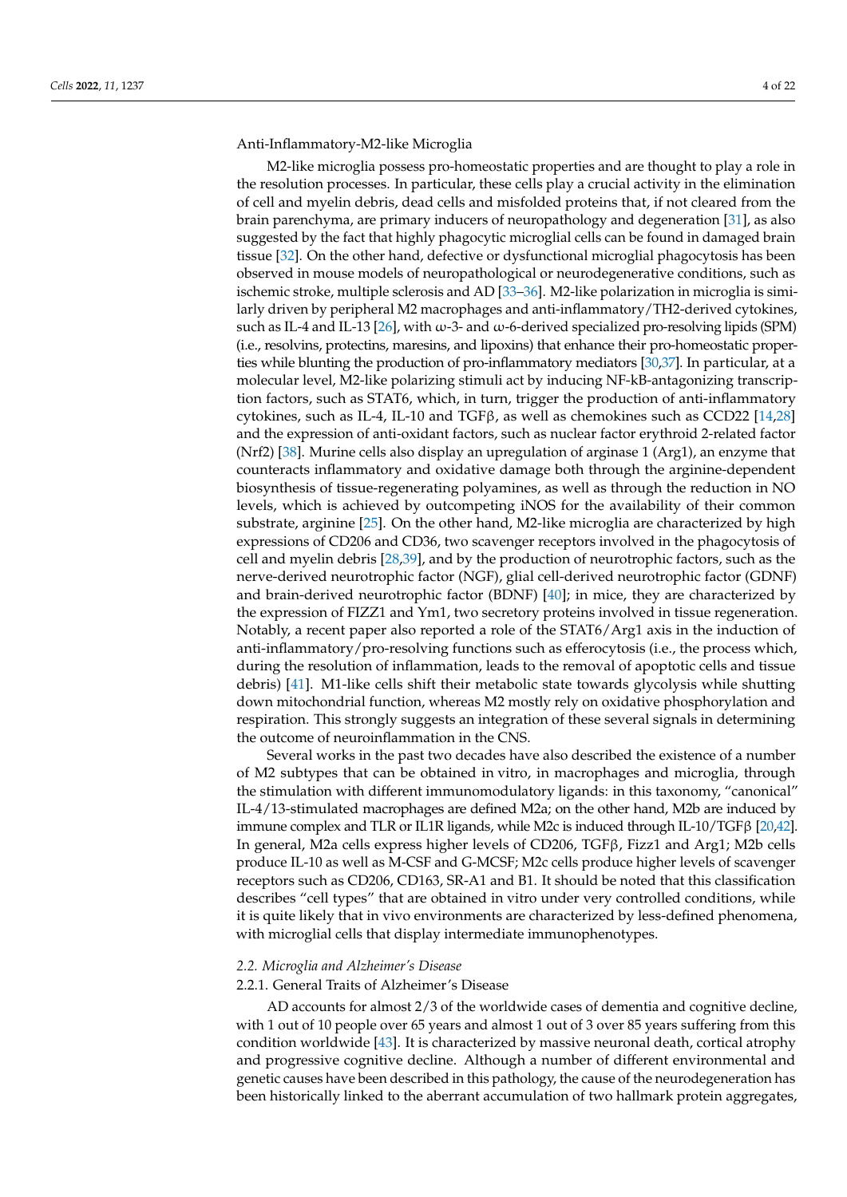Anti-Inflammatory-M2-like Microglia

M2-like microglia possess pro-homeostatic properties and are thought to play a role in the resolution processes. In particular, these cells play a crucial activity in the elimination of cell and myelin debris, dead cells and misfolded proteins that, if not cleared from the brain parenchyma, are primary inducers of neuropathology and degeneration [31], as also suggested by the fact that highly phagocytic microglial cells can be found in damaged brain tissue [32]. On the other hand, defective or dysfunctional microglial phagocytosis has been observed in mouse models of neuropathological or neurodegenerative conditions, such as ischemic stroke, multiple sclerosis and AD [33–36]. M2-like polarization in microglia is similarly driven by peripheral M2 macrophages and anti-inflammatory/TH2-derived cytokines, such as IL-4 and IL-13 [26], with ω-3- and ω-6-derived specialized pro-resolving lipids (SPM) (i.e., resolvins, protectins, maresins, and lipoxins) that enhance their pro-homeostatic properties while blunting the production of pro-inflammatory mediators [30,37]. In particular, at a molecular level, M2-like polarizing stimuli act by inducing NF-kB-antagonizing transcription factors, such as STAT6, which, in turn, trigger the production of anti-inflammatory cytokines, such as IL-4, IL-10 and TGFβ, as well as chemokines such as CCD22 [14,28] and the expression of anti-oxidant factors, such as nuclear factor erythroid 2-related factor (Nrf2) [38]. Murine cells also display an upregulation of arginase 1 (Arg1), an enzyme that counteracts inflammatory and oxidative damage both through the arginine-dependent biosynthesis of tissue-regenerating polyamines, as well as through the reduction in NO levels, which is achieved by outcompeting iNOS for the availability of their common substrate, arginine [25]. On the other hand, M2-like microglia are characterized by high expressions of CD206 and CD36, two scavenger receptors involved in the phagocytosis of cell and myelin debris [28,39], and by the production of neurotrophic factors, such as the nerve-derived neurotrophic factor (NGF), glial cell-derived neurotrophic factor (GDNF) and brain-derived neurotrophic factor (BDNF) [40]; in mice, they are characterized by the expression of FIZZ1 and Ym1, two secretory proteins involved in tissue regeneration. Notably, a recent paper also reported a role of the STAT6/Arg1 axis in the induction of anti-inflammatory/pro-resolving functions such as efferocytosis (i.e., the process which, during the resolution of inflammation, leads to the removal of apoptotic cells and tissue debris) [41]. M1-like cells shift their metabolic state towards glycolysis while shutting down mitochondrial function, whereas M2 mostly rely on oxidative phosphorylation and respiration. This strongly suggests an integration of these several signals in determining the outcome of neuroinflammation in the CNS.

Several works in the past two decades have also described the existence of a number of M2 subtypes that can be obtained in vitro, in macrophages and microglia, through the stimulation with different immunomodulatory ligands: in this taxonomy, "canonical" IL-4/13-stimulated macrophages are defined M2a; on the other hand, M2b are induced by immune complex and TLR or IL1R ligands, while M2c is induced through IL-10/TGFβ [20,42]. In general, M2a cells express higher levels of CD206, TGFβ, Fizz1 and Arg1; M2b cells produce IL-10 as well as M-CSF and G-MCSF; M2c cells produce higher levels of scavenger receptors such as CD206, CD163, SR-A1 and B1. It should be noted that this classification describes "cell types" that are obtained in vitro under very controlled conditions, while it is quite likely that in vivo environments are characterized by less-defined phenomena, with microglial cells that display intermediate immunophenotypes.

### *2.2. Microglia and Alzheimer's Disease*

#### 2.2.1. General Traits of Alzheimer's Disease

AD accounts for almost 2/3 of the worldwide cases of dementia and cognitive decline, with 1 out of 10 people over 65 years and almost 1 out of 3 over 85 years suffering from this condition worldwide [43]. It is characterized by massive neuronal death, cortical atrophy and progressive cognitive decline. Although a number of different environmental and genetic causes have been described in this pathology, the cause of the neurodegeneration has been historically linked to the aberrant accumulation of two hallmark protein aggregates,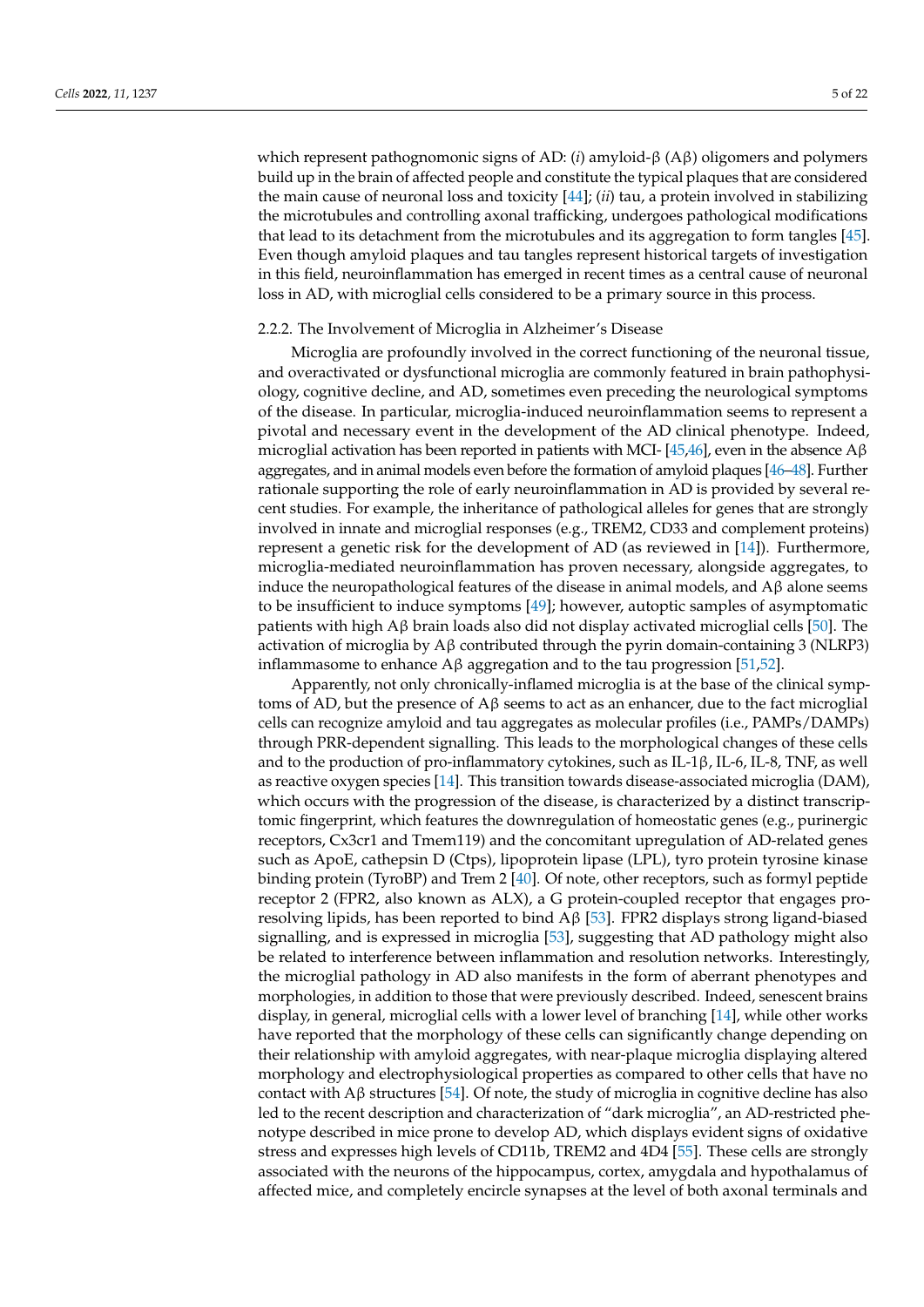which represent pathognomonic signs of AD: (*i*) amyloid-β (Aβ) oligomers and polymers build up in the brain of affected people and constitute the typical plaques that are considered the main cause of neuronal loss and toxicity [44]; (*ii*) tau, a protein involved in stabilizing the microtubules and controlling axonal trafficking, undergoes pathological modifications that lead to its detachment from the microtubules and its aggregation to form tangles [45]. Even though amyloid plaques and tau tangles represent historical targets of investigation in this field, neuroinflammation has emerged in recent times as a central cause of neuronal loss in AD, with microglial cells considered to be a primary source in this process.

#### 2.2.2. The Involvement of Microglia in Alzheimer's Disease

Microglia are profoundly involved in the correct functioning of the neuronal tissue, and overactivated or dysfunctional microglia are commonly featured in brain pathophysiology, cognitive decline, and AD, sometimes even preceding the neurological symptoms of the disease. In particular, microglia-induced neuroinflammation seems to represent a pivotal and necessary event in the development of the AD clinical phenotype. Indeed, microglial activation has been reported in patients with MCI- [45,46], even in the absence Aβ aggregates, and in animal models even before the formation of amyloid plaques [46–48]. Further rationale supporting the role of early neuroinflammation in AD is provided by several recent studies. For example, the inheritance of pathological alleles for genes that are strongly involved in innate and microglial responses (e.g., TREM2, CD33 and complement proteins) represent a genetic risk for the development of AD (as reviewed in [14]). Furthermore, microglia-mediated neuroinflammation has proven necessary, alongside aggregates, to induce the neuropathological features of the disease in animal models, and Aβ alone seems to be insufficient to induce symptoms [49]; however, autoptic samples of asymptomatic patients with high Aβ brain loads also did not display activated microglial cells [50]. The activation of microglia by Aβ contributed through the pyrin domain-containing 3 (NLRP3) inflammasome to enhance Aβ aggregation and to the tau progression [51,52].

Apparently, not only chronically-inflamed microglia is at the base of the clinical symptoms of AD, but the presence of Aβ seems to act as an enhancer, due to the fact microglial cells can recognize amyloid and tau aggregates as molecular profiles (i.e., PAMPs/DAMPs) through PRR-dependent signalling. This leads to the morphological changes of these cells and to the production of pro-inflammatory cytokines, such as IL-1β, IL-6, IL-8, TNF, as well as reactive oxygen species [14]. This transition towards disease-associated microglia (DAM), which occurs with the progression of the disease, is characterized by a distinct transcriptomic fingerprint, which features the downregulation of homeostatic genes (e.g., purinergic receptors, Cx3cr1 and Tmem119) and the concomitant upregulation of AD-related genes such as ApoE, cathepsin D (Ctps), lipoprotein lipase (LPL), tyro protein tyrosine kinase binding protein (TyroBP) and Trem 2 [40]. Of note, other receptors, such as formyl peptide receptor 2 (FPR2, also known as ALX), a G protein-coupled receptor that engages pro-resolving lipids, has been reported to bind Aβ [53]. FPR2 displays strong ligand-biased signalling, and is expressed in microglia [53], suggesting that AD pathology might also be related to interference between inflammation and resolution networks. Interestingly, the microglial pathology in AD also manifests in the form of aberrant phenotypes and morphologies, in addition to those that were previously described. Indeed, senescent brains display, in general, microglial cells with a lower level of branching [14], while other works have reported that the morphology of these cells can significantly change depending on their relationship with amyloid aggregates, with near-plaque microglia displaying altered morphology and electrophysiological properties as compared to other cells that have no contact with Aβ structures [54]. Of note, the study of microglia in cognitive decline has also led to the recent description and characterization of "dark microglia", an AD-restricted phenotype described in mice prone to develop AD, which displays evident signs of oxidative stress and expresses high levels of CD11b, TREM2 and 4D4 [55]. These cells are strongly associated with the neurons of the hippocampus, cortex, amygdala and hypothalamus of affected mice, and completely encircle synapses at the level of both axonal terminals and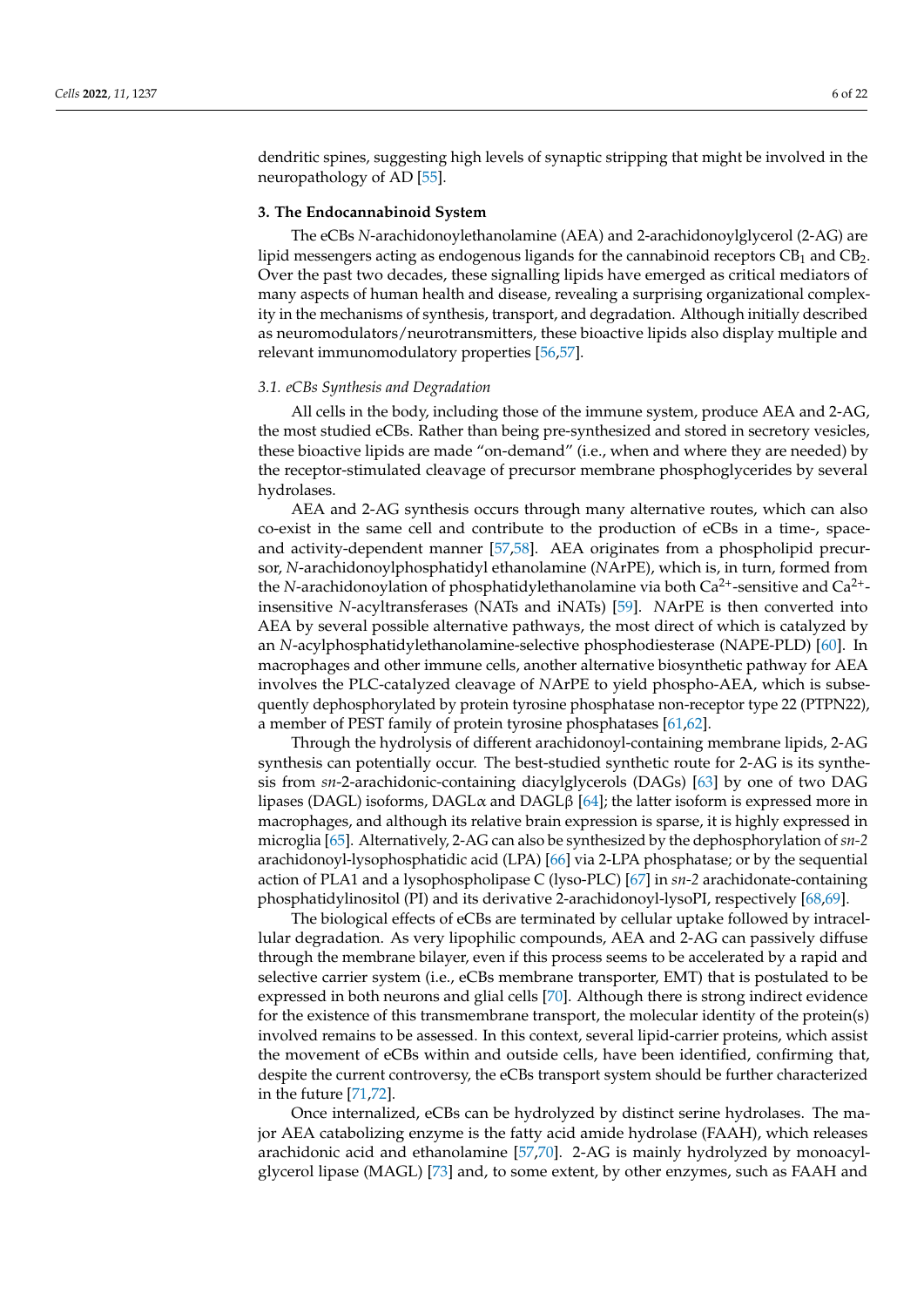dendritic spines, suggesting high levels of synaptic stripping that might be involved in the neuropathology of AD [55].

## 3. The Endocannabinoid System

The eCBs *N*-arachidonoylethanolamine (AEA) and 2-arachidonoylglycerol (2-AG) are lipid messengers acting as endogenous ligands for the cannabinoid receptors $CB_1$ and $CB_2$. Over the past two decades, these signalling lipids have emerged as critical mediators of many aspects of human health and disease, revealing a surprising organizational complexity in the mechanisms of synthesis, transport, and degradation. Although initially described as neuromodulators/neurotransmitters, these bioactive lipids also display multiple and relevant immunomodulatory properties [56,57].

### 3.1. eCBs Synthesis and Degradation

All cells in the body, including those of the immune system, produce AEA and 2-AG, the most studied eCBs. Rather than being pre-synthesized and stored in secretory vesicles, these bioactive lipids are made "on-demand" (i.e., when and where they are needed) by the receptor-stimulated cleavage of precursor membrane phosphoglycerides by several hydrolases.

AEA and 2-AG synthesis occurs through many alternative routes, which can also co-exist in the same cell and contribute to the production of eCBs in a time-, space- and activity-dependent manner [57,58]. AEA originates from a phospholipid precursor, *N*-arachidonoylphosphatidyl ethanolamine (*N*ArPE), which is, in turn, formed from the *N*-arachidonoylation of phosphatidylethanolamine via both $Ca^{2+}$-sensitive and $Ca^{2+}$-insensitive *N*-acyltransferases (NATs and iNATs) [59]. *N*ArPE is then converted into AEA by several possible alternative pathways, the most direct of which is catalyzed by an *N*-acylphosphatidylethanolamine-selective phosphodiesterase (NAPE-PLD) [60]. In macrophages and other immune cells, another alternative biosynthetic pathway for AEA involves the PLC-catalyzed cleavage of *N*ArPE to yield phospho-AEA, which is subsequently dephosphorylated by protein tyrosine phosphatase non-receptor type 22 (PTPN22), a member of PEST family of protein tyrosine phosphatases [61,62].

Through the hydrolysis of different arachidonoyl-containing membrane lipids, 2-AG synthesis can potentially occur. The best-studied synthetic route for 2-AG is its synthesis from *sn*-2-arachidonic-containing diacylglycerols (DAGs) [63] by one of two DAG lipases (DAGL) isoforms, DAGLα and DAGLβ [64]; the latter isoform is expressed more in macrophages, and although its relative brain expression is sparse, it is highly expressed in microglia [65]. Alternatively, 2-AG can also be synthesized by the dephosphorylation of *sn-2* arachidonoyl-lysophosphatidic acid (LPA) [66] via 2-LPA phosphatase; or by the sequential action of PLA1 and a lysophospholipase C (lyso-PLC) [67] in *sn-2* arachidonate-containing phosphatidylinositol (PI) and its derivative 2-arachidonoyl-lysoPI, respectively [68,69].

The biological effects of eCBs are terminated by cellular uptake followed by intracellular degradation. As very lipophilic compounds, AEA and 2-AG can passively diffuse through the membrane bilayer, even if this process seems to be accelerated by a rapid and selective carrier system (i.e., eCBs membrane transporter, EMT) that is postulated to be expressed in both neurons and glial cells [70]. Although there is strong indirect evidence for the existence of this transmembrane transport, the molecular identity of the protein(s) involved remains to be assessed. In this context, several lipid-carrier proteins, which assist the movement of eCBs within and outside cells, have been identified, confirming that, despite the current controversy, the eCBs transport system should be further characterized in the future [71,72].

Once internalized, eCBs can be hydrolyzed by distinct serine hydrolases. The major AEA catabolizing enzyme is the fatty acid amide hydrolase (FAAH), which releases arachidonic acid and ethanolamine [57,70]. 2-AG is mainly hydrolyzed by monoacylglycerol lipase (MAGL) [73] and, to some extent, by other enzymes, such as FAAH and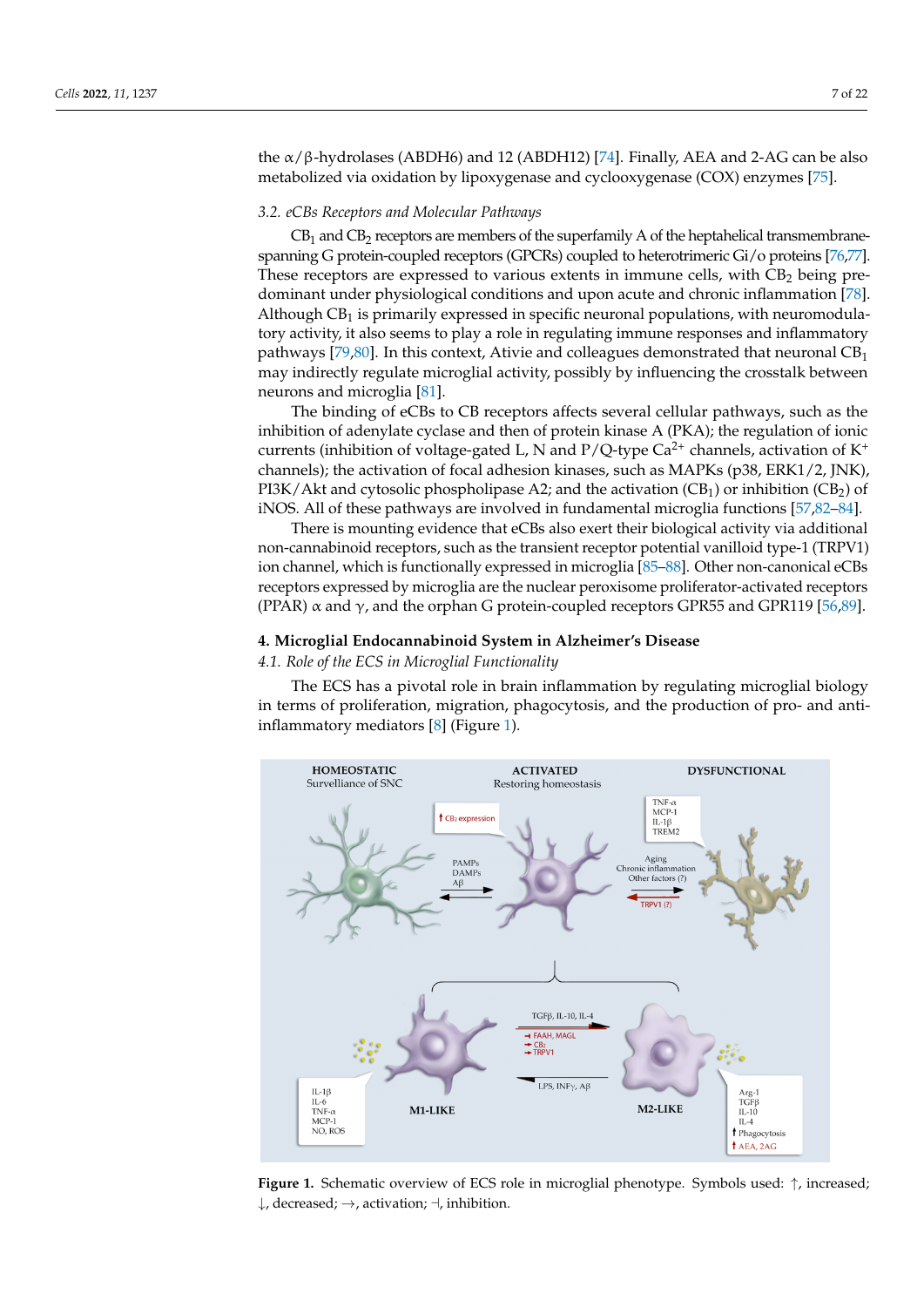the α/β-hydrolases (ABDH6) and 12 (ABDH12) [74]. Finally, AEA and 2-AG can be also metabolized via oxidation by lipoxygenase and cyclooxygenase (COX) enzymes [75].

### 3.2. eCBs Receptors and Molecular Pathways

$CB_1$ and $CB_2$ receptors are members of the superfamily A of the heptahelical transmembrane-spanning G protein-coupled receptors (GPCRs) coupled to heterotrimeric Gi/o proteins [76,77]. These receptors are expressed to various extents in immune cells, with $CB_2$ being predominant under physiological conditions and upon acute and chronic inflammation [78]. Although $CB_1$ is primarily expressed in specific neuronal populations, with neuromodulatory activity, it also seems to play a role in regulating immune responses and inflammatory pathways [79,80]. In this context, Ativie and colleagues demonstrated that neuronal $CB_1$ may indirectly regulate microglial activity, possibly by influencing the crosstalk between neurons and microglia [81].

The binding of eCBs to CB receptors affects several cellular pathways, such as the inhibition of adenylate cyclase and then of protein kinase A (PKA); the regulation of ionic currents (inhibition of voltage-gated L, N and P/Q-type $Ca^{2+}$ channels, activation of $K^+$ channels); the activation of focal adhesion kinases, such as MAPKs (p38, ERK1/2, JNK), PI3K/Akt and cytosolic phospholipase A2; and the activation ($CB_1$) or inhibition ($CB_2$) of iNOS. All of these pathways are involved in fundamental microglia functions [57,82–84].

There is mounting evidence that eCBs also exert their biological activity via additional non-cannabinoid receptors, such as the transient receptor potential vanilloid type-1 (TRPV1) ion channel, which is functionally expressed in microglia [85–88]. Other non-canonical eCBs receptors expressed by microglia are the nuclear peroxisome proliferator-activated receptors (PPAR) α and γ, and the orphan G protein-coupled receptors GPR55 and GPR119 [56,89].

## 4. Microglial Endocannabinoid System in Alzheimer's Disease

### 4.1. Role of the ECS in Microglial Functionality

The ECS has a pivotal role in brain inflammation by regulating microglial biology in terms of proliferation, migration, phagocytosis, and the production of pro- and anti-inflammatory mediators [8] (Figure 1).

**Figure 1.** Schematic overview of ECS role in microglial phenotype. Symbols used: ↑, increased; ↓, decreased; →, activation; ⊣, inhibition.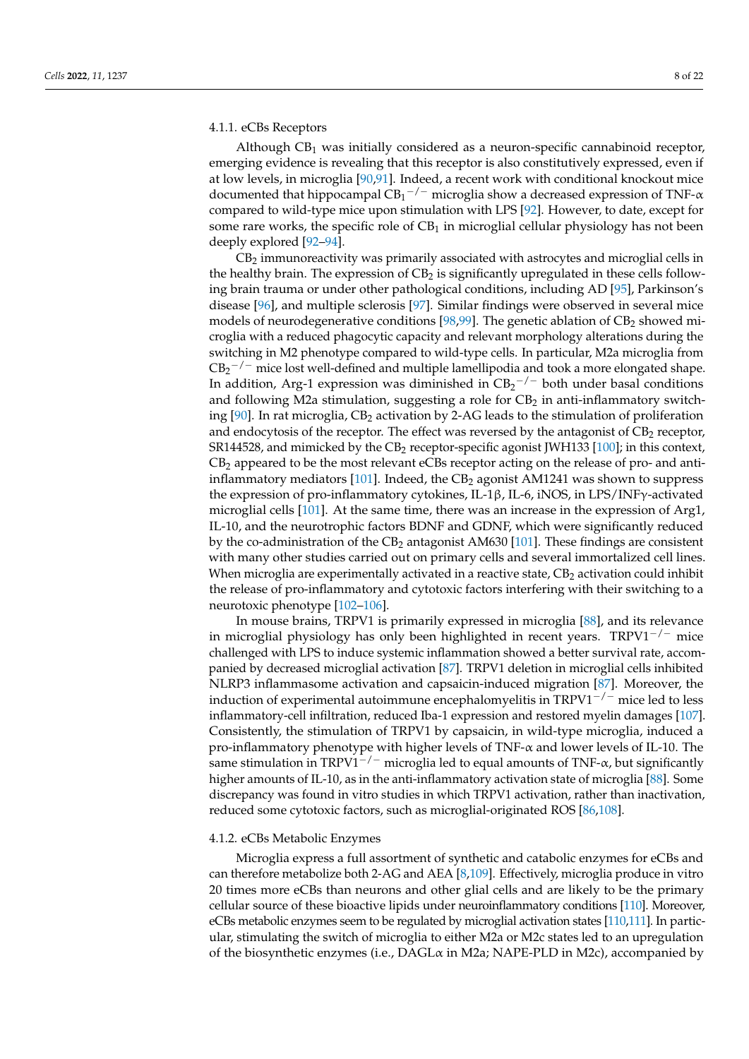#### 4.1.1. eCBs Receptors

Although $CB_1$ was initially considered as a neuron-specific cannabinoid receptor, emerging evidence is revealing that this receptor is also constitutively expressed, even if at low levels, in microglia [90,91]. Indeed, a recent work with conditional knockout mice documented that hippocampal $CB_1^{-/-}$ microglia show a decreased expression of TNF-α compared to wild-type mice upon stimulation with LPS [92]. However, to date, except for some rare works, the specific role of $CB_1$ in microglial cellular physiology has not been deeply explored [92–94].

$CB_2$ immunoreactivity was primarily associated with astrocytes and microglial cells in the healthy brain. The expression of $CB_2$ is significantly upregulated in these cells following brain trauma or under other pathological conditions, including AD [95], Parkinson's disease [96], and multiple sclerosis [97]. Similar findings were observed in several mice models of neurodegenerative conditions [98,99]. The genetic ablation of $CB_2$ showed microglia with a reduced phagocytic capacity and relevant morphology alterations during the switching in M2 phenotype compared to wild-type cells. In particular, M2a microglia from $CB_2^{-/-}$ mice lost well-defined and multiple lamellipodia and took a more elongated shape. In addition, Arg-1 expression was diminished in $CB_2^{-/-}$ both under basal conditions and following M2a stimulation, suggesting a role for $CB_2$ in anti-inflammatory switching [90]. In rat microglia, $CB_2$ activation by 2-AG leads to the stimulation of proliferation and endocytosis of the receptor. The effect was reversed by the antagonist of $CB_2$ receptor, SR144528, and mimicked by the $CB_2$ receptor-specific agonist JWH133 [100]; in this context, $CB_2$ appeared to be the most relevant eCBs receptor acting on the release of pro- and anti-inflammatory mediators [101]. Indeed, the $CB_2$ agonist AM1241 was shown to suppress the expression of pro-inflammatory cytokines, IL-1β, IL-6, iNOS, in LPS/INFγ-activated microglial cells [101]. At the same time, there was an increase in the expression of Arg1, IL-10, and the neurotrophic factors BDNF and GDNF, which were significantly reduced by the co-administration of the $CB_2$ antagonist AM630 [101]. These findings are consistent with many other studies carried out on primary cells and several immortalized cell lines. When microglia are experimentally activated in a reactive state, $CB_2$ activation could inhibit the release of pro-inflammatory and cytotoxic factors interfering with their switching to a neurotoxic phenotype [102–106].

In mouse brains, TRPV1 is primarily expressed in microglia [88], and its relevance in microglial physiology has only been highlighted in recent years. $TRPV1^{-/-}$ mice challenged with LPS to induce systemic inflammation showed a better survival rate, accompanied by decreased microglial activation [87]. TRPV1 deletion in microglial cells inhibited NLRP3 inflammasome activation and capsaicin-induced migration [87]. Moreover, the induction of experimental autoimmune encephalomyelitis in $TRPV1^{-/-}$ mice led to less inflammatory-cell infiltration, reduced Iba-1 expression and restored myelin damages [107]. Consistently, the stimulation of TRPV1 by capsaicin, in wild-type microglia, induced a pro-inflammatory phenotype with higher levels of TNF-α and lower levels of IL-10. The same stimulation in $TRPV1^{-/-}$ microglia led to equal amounts of TNF-α, but significantly higher amounts of IL-10, as in the anti-inflammatory activation state of microglia [88]. Some discrepancy was found in vitro studies in which TRPV1 activation, rather than inactivation, reduced some cytotoxic factors, such as microglial-originated ROS [86,108].

#### 4.1.2. eCBs Metabolic Enzymes

Microglia express a full assortment of synthetic and catabolic enzymes for eCBs and can therefore metabolize both 2-AG and AEA [8,109]. Effectively, microglia produce in vitro 20 times more eCBs than neurons and other glial cells and are likely to be the primary cellular source of these bioactive lipids under neuroinflammatory conditions [110]. Moreover, eCBs metabolic enzymes seem to be regulated by microglial activation states [110,111]. In particular, stimulating the switch of microglia to either M2a or M2c states led to an upregulation of the biosynthetic enzymes (i.e., DAGLα in M2a; NAPE-PLD in M2c), accompanied by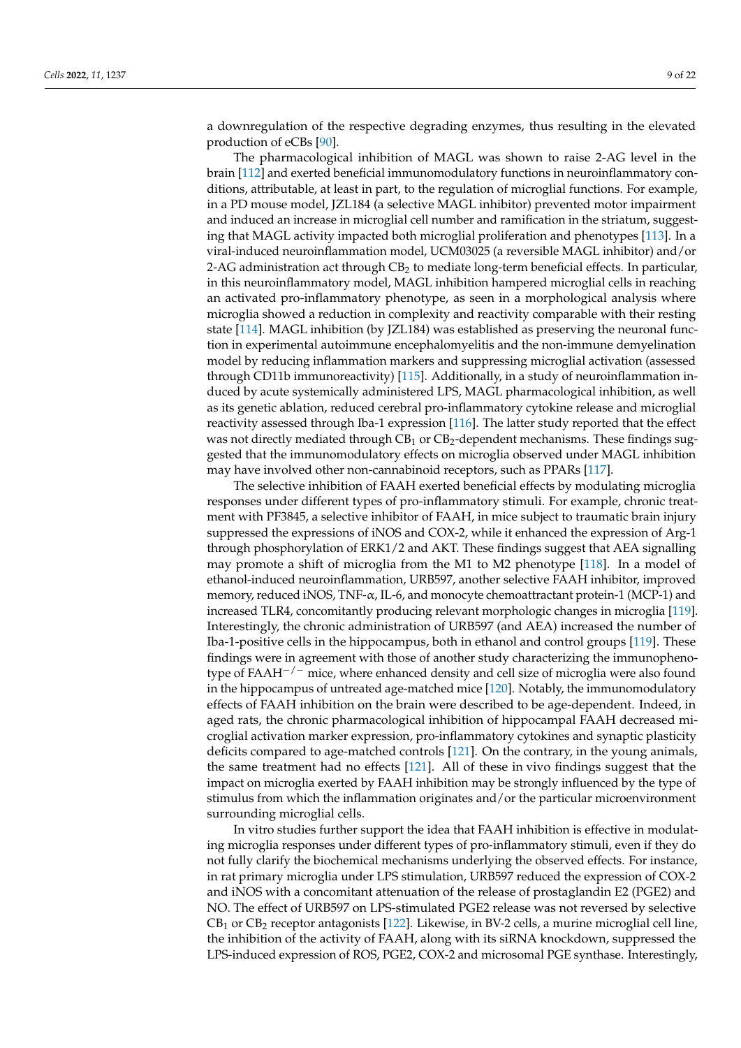a downregulation of the respective degrading enzymes, thus resulting in the elevated production of eCBs [90].

The pharmacological inhibition of MAGL was shown to raise 2-AG level in the brain [112] and exerted beneficial immunomodulatory functions in neuroinflammatory conditions, attributable, at least in part, to the regulation of microglial functions. For example, in a PD mouse model, JZL184 (a selective MAGL inhibitor) prevented motor impairment and induced an increase in microglial cell number and ramification in the striatum, suggesting that MAGL activity impacted both microglial proliferation and phenotypes [113]. In a viral-induced neuroinflammation model, UCM03025 (a reversible MAGL inhibitor) and/or 2-AG administration act through $CB_2$ to mediate long-term beneficial effects. In particular, in this neuroinflammatory model, MAGL inhibition hampered microglial cells in reaching an activated pro-inflammatory phenotype, as seen in a morphological analysis where microglia showed a reduction in complexity and reactivity comparable with their resting state [114]. MAGL inhibition (by JZL184) was established as preserving the neuronal function in experimental autoimmune encephalomyelitis and the non-immune demyelination model by reducing inflammation markers and suppressing microglial activation (assessed through CD11b immunoreactivity) [115]. Additionally, in a study of neuroinflammation induced by acute systemically administered LPS, MAGL pharmacological inhibition, as well as its genetic ablation, reduced cerebral pro-inflammatory cytokine release and microglial reactivity assessed through Iba-1 expression [116]. The latter study reported that the effect was not directly mediated through $CB_1$ or $CB_2$-dependent mechanisms. These findings suggested that the immunomodulatory effects on microglia observed under MAGL inhibition may have involved other non-cannabinoid receptors, such as PPARs [117].

The selective inhibition of FAAH exerted beneficial effects by modulating microglia responses under different types of pro-inflammatory stimuli. For example, chronic treatment with PF3845, a selective inhibitor of FAAH, in mice subject to traumatic brain injury suppressed the expressions of iNOS and COX-2, while it enhanced the expression of Arg-1 through phosphorylation of ERK1/2 and AKT. These findings suggest that AEA signalling may promote a shift of microglia from the M1 to M2 phenotype [118]. In a model of ethanol-induced neuroinflammation, URB597, another selective FAAH inhibitor, improved memory, reduced iNOS, TNF-$\alpha$, IL-6, and monocyte chemoattractant protein-1 (MCP-1) and increased TLR4, concomitantly producing relevant morphologic changes in microglia [119]. Interestingly, the chronic administration of URB597 (and AEA) increased the number of Iba-1-positive cells in the hippocampus, both in ethanol and control groups [119]. These findings were in agreement with those of another study characterizing the immunophenotype of FAAH$^{-/-}$ mice, where enhanced density and cell size of microglia were also found in the hippocampus of untreated age-matched mice [120]. Notably, the immunomodulatory effects of FAAH inhibition on the brain were described to be age-dependent. Indeed, in aged rats, the chronic pharmacological inhibition of hippocampal FAAH decreased microglial activation marker expression, pro-inflammatory cytokines and synaptic plasticity deficits compared to age-matched controls [121]. On the contrary, in the young animals, the same treatment had no effects [121]. All of these in vivo findings suggest that the impact on microglia exerted by FAAH inhibition be strongly influenced by the type of stimulus from which the inflammation originates and/or the particular microenvironment surrounding microglial cells.

In vitro studies further support the idea that FAAH inhibition is effective in modulating microglia responses under different types of pro-inflammatory stimuli, even if they do not fully clarify the biochemical mechanisms underlying the observed effects. For instance, in rat primary microglia under LPS stimulation, URB597 reduced the expression of COX-2 and iNOS with a concomitant attenuation of the release of prostaglandin E2 (PGE2) and NO. The effect of URB597 on LPS-stimulated PGE2 release was not reversed by selective $CB_1$ or $CB_2$ receptor antagonists [122]. Likewise, in BV-2 cells, a murine microglial cell line, the inhibition of the activity of FAAH, along with its siRNA knockdown, suppressed the LPS-induced expression of ROS, PGE2, COX-2 and microsomal PGE synthase. Interestingly,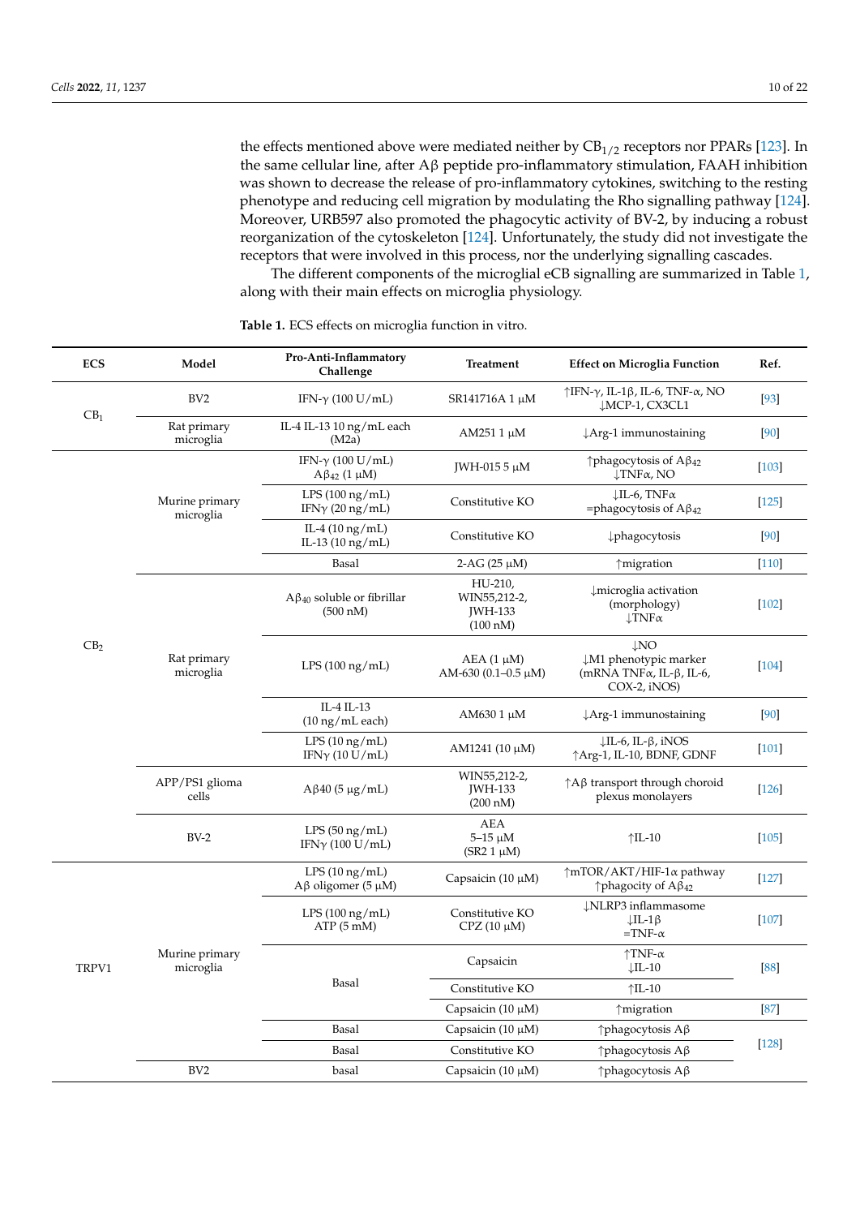the effects mentioned above were mediated neither by $CB_{1/2}$ receptors nor PPARs [123]. In the same cellular line, after Aβ peptide pro-inflammatory stimulation, FAAH inhibition was shown to decrease the release of pro-inflammatory cytokines, switching to the resting phenotype and reducing cell migration by modulating the Rho signalling pathway [124]. Moreover, URB597 also promoted the phagocytic activity of BV-2, by inducing a robust reorganization of the cytoskeleton [124]. Unfortunately, the study did not investigate the receptors that were involved in this process, nor the underlying signalling cascades.

The different components of the microglial eCB signalling are summarized in Table 1, along with their main effects on microglia physiology.

**Table 1.** ECS effects on microglia function in vitro.

| ECS | Model | Pro-Anti-Inflammatory Challenge | Treatment | Effect on Microglia Function | Ref. |
|---|---|---|---|---|---|
| $CB_1$ | BV2 | IFN-γ (100 U/mL) | SR141716A 1 μM | ↑IFN-γ, IL-1β, IL-6, TNF-α, NO ↓MCP-1, CX3CL1 | [93] |
| | Rat primary microglia | IL-4 IL-13 10 ng/mL each (M2a) | AM251 1 μM | ↓Arg-1 immunostaining | [90] |
| $CB_2$ | Murine primary microglia | IFN-γ (100 U/mL) $Aβ_{42}$ (1 μM) | JWH-015 5 μM | ↑phagocytosis of $Aβ_{42}$ ↓TNFα, NO | [103] |
| | | LPS (100 ng/mL) IFNγ (20 ng/mL) | Constitutive KO | ↓IL-6, TNFα =phagocytosis of $Aβ_{42}$ | [125] |
| | | IL-4 (10 ng/mL) IL-13 (10 ng/mL) | Constitutive KO | ↓phagocytosis | [90] |
| | | Basal | 2-AG (25 μM) | ↑migration | [110] |
| | Rat primary microglia | $Aβ_{40}$ soluble or fibrillar (500 nM) | HU-210, WIN55,212-2, JWH-133 (100 nM) | ↓microglia activation (morphology) ↓TNFα | [102] |
| | | LPS (100 ng/mL) | AEA (1 μM) AM-630 (0.1–0.5 μM) | ↓NO ↓M1 phenotypic marker (mRNA TNFα, IL-β, IL-6, COX-2, iNOS) | [104] |
| | | IL-4 IL-13 (10 ng/mL each) | AM630 1 μM | ↓Arg-1 immunostaining | [90] |
| | | LPS (10 ng/mL) IFNγ (10 U/mL) | AM1241 (10 μM) | ↓IL-6, IL-β, iNOS ↑Arg-1, IL-10, BDNF, GDNF | [101] |
| | APP/PS1 glioma cells | Aβ40 (5 μg/mL) | WIN55,212-2, JWH-133 (200 nM) | ↑Aβ transport through choroid plexus monolayers | [126] |
| | BV-2 | LPS (50 ng/mL) IFNγ (100 U/mL) | AEA 5–15 μM (SR2 1 μM) | ↑IL-10 | [105] |
| TRPV1 | Murine primary microglia | LPS (10 ng/mL) Aβ oligomer (5 μM) | Capsaicin (10 μM) | ↑mTOR/AKT/HIF-1α pathway ↑phagocity of $Aβ_{42}$ | [127] |
| | | LPS (100 ng/mL) ATP (5 mM) | Constitutive KO CPZ (10 μM) | ↓NLRP3 inflammasome ↓IL-1β =TNF-α | [107] |
| | | Basal | Capsaicin | ↑TNF-α ↓IL-10 | [88] |
| | | | Constitutive KO | ↑IL-10 | |
| | | | Capsaicin (10 μM) | ↑migration | [87] |
| | | Basal | Capsaicin (10 μM) | ↑phagocytosis Aβ | [128] |
| | | Basal | Constitutive KO | ↑phagocytosis Aβ | |
| | BV2 | basal | Capsaicin (10 μM) | ↑phagocytosis Aβ | |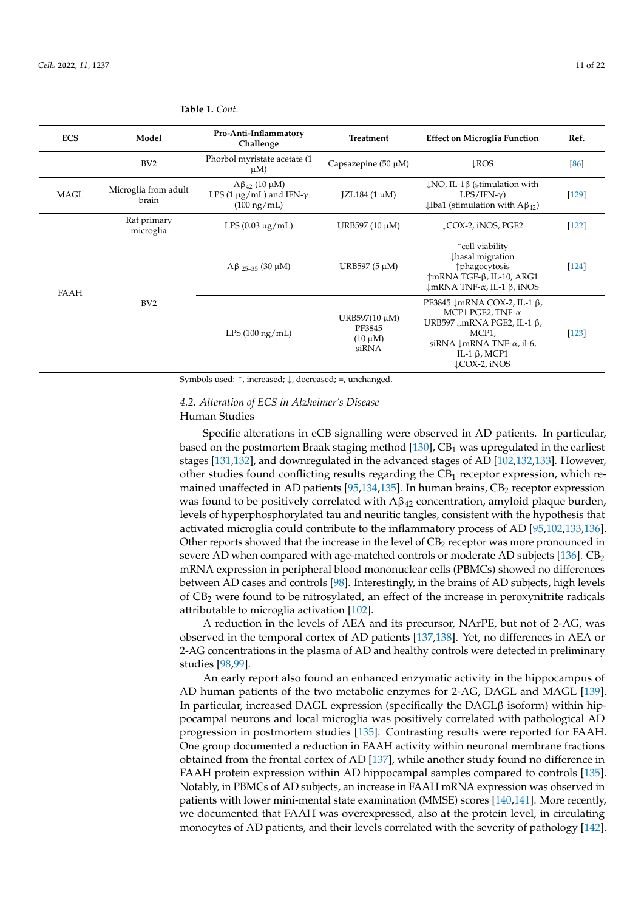**Table 1.** *Cont.*

| ECS | Model | Pro-Anti-Inflammatory Challenge | Treatment | Effect on Microglia Function | Ref. |
|---|---|---|---|---|---|
| | BV2 | Phorbol myristate acetate (1 μM) | Capsazepine (50 μM) | ↓ROS | [86] |
| MAGL | Microglia from adult brain | $A\beta_{42}$ (10 μM) LPS (1 μg/mL) and IFN-γ (100 ng/mL) | JZL184 (1 μM) | ↓NO, IL-1β (stimulation with LPS/IFN-γ) ↓Iba1 (stimulation with $A\beta_{42}$) | [129] |
| FAAH | Rat primary microglia | LPS (0.03 μg/mL) | URB597 (10 μM) | ↓COX-2, iNOS, PGE2 | [122] |
| | BV2 | $A\beta_{25–35}$ (30 μM) | URB597 (5 μM) | ↑cell viability ↓basal migration ↑phagocytosis ↑mRNA TGF-β, IL-10, ARG1 ↓mRNA TNF-α, IL-1 β, iNOS | [124] |
| | | LPS (100 ng/mL) | URB597(10 μM) PF3845 (10 μM) siRNA | PF3845 ↓mRNA COX-2, IL-1 β, MCP1 PGE2, TNF-α URB597 ↓mRNA PGE2, IL-1 β, MCP1, siRNA ↓mRNA TNF-α, il-6, IL-1 β, MCP1 ↓COX-2, iNOS | [123] |

Symbols used: ↑, increased; ↓, decreased; =, unchanged.

### *4.2. Alteration of ECS in Alzheimer's Disease*

Human Studies

Specific alterations in eCB signalling were observed in AD patients. In particular, based on the postmortem Braak staging method [130], $CB_1$ was upregulated in the earliest stages [131,132], and downregulated in the advanced stages of AD [102,132,133]. However, other studies found conflicting results regarding the $CB_1$ receptor expression, which remained unaffected in AD patients [95,134,135]. In human brains, $CB_2$ receptor expression was found to be positively correlated with $A\beta_{42}$ concentration, amyloid plaque burden, levels of hyperphosphorylated tau and neuritic tangles, consistent with the hypothesis that activated microglia could contribute to the inflammatory process of AD [95,102,133,136]. Other reports showed that the increase in the level of $CB_2$ receptor was more pronounced in severe AD when compared with age-matched controls or moderate AD subjects [136]. $CB_2$ mRNA expression in peripheral blood mononuclear cells (PBMCs) showed no differences between AD cases and controls [98]. Interestingly, in the brains of AD subjects, high levels of $CB_2$ were found to be nitrosylated, an effect of the increase in peroxynitrite radicals attributable to microglia activation [102].

A reduction in the levels of AEA and its precursor, NArPE, but not of 2-AG, was observed in the temporal cortex of AD patients [137,138]. Yet, no differences in AEA or 2-AG concentrations in the plasma of AD and healthy controls were detected in preliminary studies [98,99].

An early report also found an enhanced enzymatic activity in the hippocampus of AD human patients of the two metabolic enzymes for 2-AG, DAGL and MAGL [139]. In particular, increased DAGL expression (specifically the DAGLβ isoform) within hippocampal neurons and local microglia was positively correlated with pathological AD progression in postmortem studies [135]. Contrasting results were reported for FAAH. One group documented a reduction in FAAH activity within neuronal membrane fractions obtained from the frontal cortex of AD [137], while another study found no difference in FAAH protein expression within AD hippocampal samples compared to controls [135]. Notably, in PBMCs of AD subjects, an increase in FAAH mRNA expression was observed in patients with lower mini-mental state examination (MMSE) scores [140,141]. More recently, we documented that FAAH was overexpressed, also at the protein level, in circulating monocytes of AD patients, and their levels correlated with the severity of pathology [142].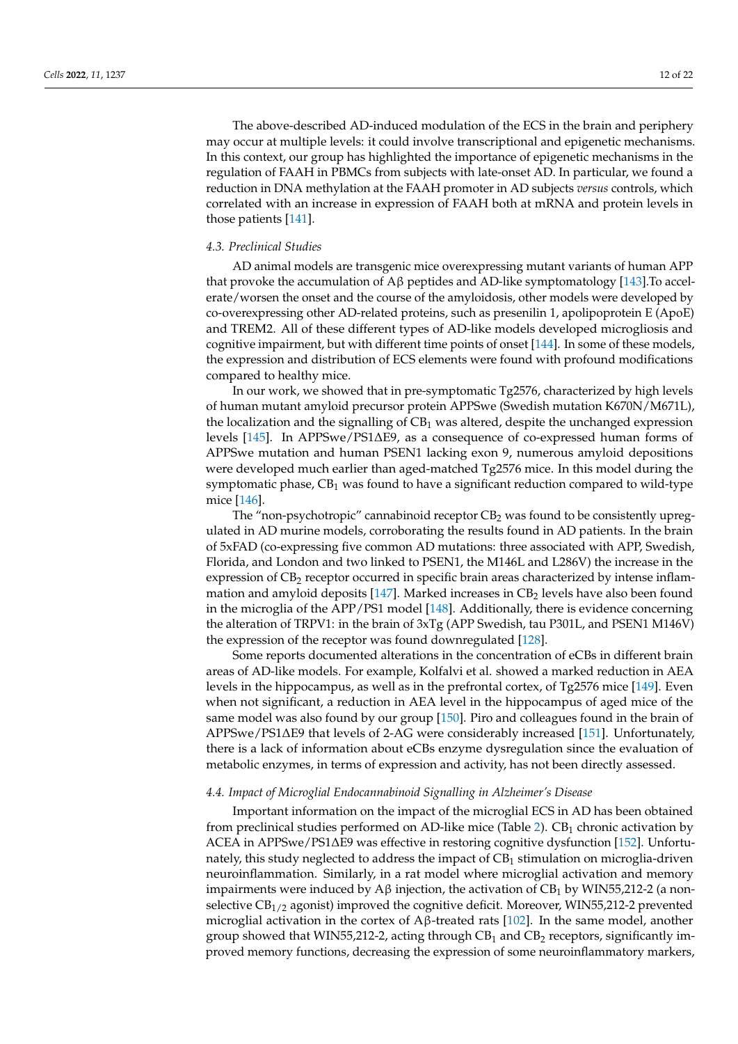The above-described AD-induced modulation of the ECS in the brain and periphery may occur at multiple levels: it could involve transcriptional and epigenetic mechanisms. In this context, our group has highlighted the importance of epigenetic mechanisms in the regulation of FAAH in PBMCs from subjects with late-onset AD. In particular, we found a reduction in DNA methylation at the FAAH promoter in AD subjects *versus* controls, which correlated with an increase in expression of FAAH both at mRNA and protein levels in those patients [141].

### 4.3. Preclinical Studies

AD animal models are transgenic mice overexpressing mutant variants of human APP that provoke the accumulation of Aβ peptides and AD-like symptomatology [143].To accelerate/worsen the onset and the course of the amyloidosis, other models were developed by co-overexpressing other AD-related proteins, such as presenilin 1, apolipoprotein E (ApoE) and TREM2. All of these different types of AD-like models developed microgliosis and cognitive impairment, but with different time points of onset [144]. In some of these models, the expression and distribution of ECS elements were found with profound modifications compared to healthy mice.

In our work, we showed that in pre-symptomatic Tg2576, characterized by high levels of human mutant amyloid precursor protein APPSwe (Swedish mutation K670N/M671L), the localization and the signalling of $CB_1$ was altered, despite the unchanged expression levels [145]. In APPSwe/PS1ΔE9, as a consequence of co-expressed human forms of APPSwe mutation and human PSEN1 lacking exon 9, numerous amyloid depositions were developed much earlier than aged-matched Tg2576 mice. In this model during the symptomatic phase, $CB_1$ was found to have a significant reduction compared to wild-type mice [146].

The "non-psychotropic" cannabinoid receptor $CB_2$ was found to be consistently upregulated in AD murine models, corroborating the results found in AD patients. In the brain of 5xFAD (co-expressing five common AD mutations: three associated with APP, Swedish, Florida, and London and two linked to PSEN1, the M146L and L286V) the increase in the expression of $CB_2$ receptor occurred in specific brain areas characterized by intense inflammation and amyloid deposits [147]. Marked increases in $CB_2$ levels have also been found in the microglia of the APP/PS1 model [148]. Additionally, there is evidence concerning the alteration of TRPV1: in the brain of 3xTg (APP Swedish, tau P301L, and PSEN1 M146V) the expression of the receptor was found downregulated [128].

Some reports documented alterations in the concentration of eCBs in different brain areas of AD-like models. For example, Kolfalvi et al. showed a marked reduction in AEA levels in the hippocampus, as well as in the prefrontal cortex, of Tg2576 mice [149]. Even when not significant, a reduction in AEA level in the hippocampus of aged mice of the same model was also found by our group [150]. Piro and colleagues found in the brain of APPSwe/PS1ΔE9 that levels of 2-AG were considerably increased [151]. Unfortunately, there is a lack of information about eCBs enzyme dysregulation since the evaluation of metabolic enzymes, in terms of expression and activity, has not been directly assessed.

### 4.4. Impact of Microglial Endocannabinoid Signalling in Alzheimer's Disease

Important information on the impact of the microglial ECS in AD has been obtained from preclinical studies performed on AD-like mice (Table 2). $CB_1$ chronic activation by ACEA in APPSwe/PS1ΔE9 was effective in restoring cognitive dysfunction [152]. Unfortunately, this study neglected to address the impact of $CB_1$ stimulation on microglia-driven neuroinflammation. Similarly, in a rat model where microglial activation and memory impairments were induced by Aβ injection, the activation of $CB_1$ by WIN55,212-2 (a non-selective $CB_{1/2}$ agonist) improved the cognitive deficit. Moreover, WIN55,212-2 prevented microglial activation in the cortex of Aβ-treated rats [102]. In the same model, another group showed that WIN55,212-2, acting through $CB_1$ and $CB_2$ receptors, significantly improved memory functions, decreasing the expression of some neuroinflammatory markers,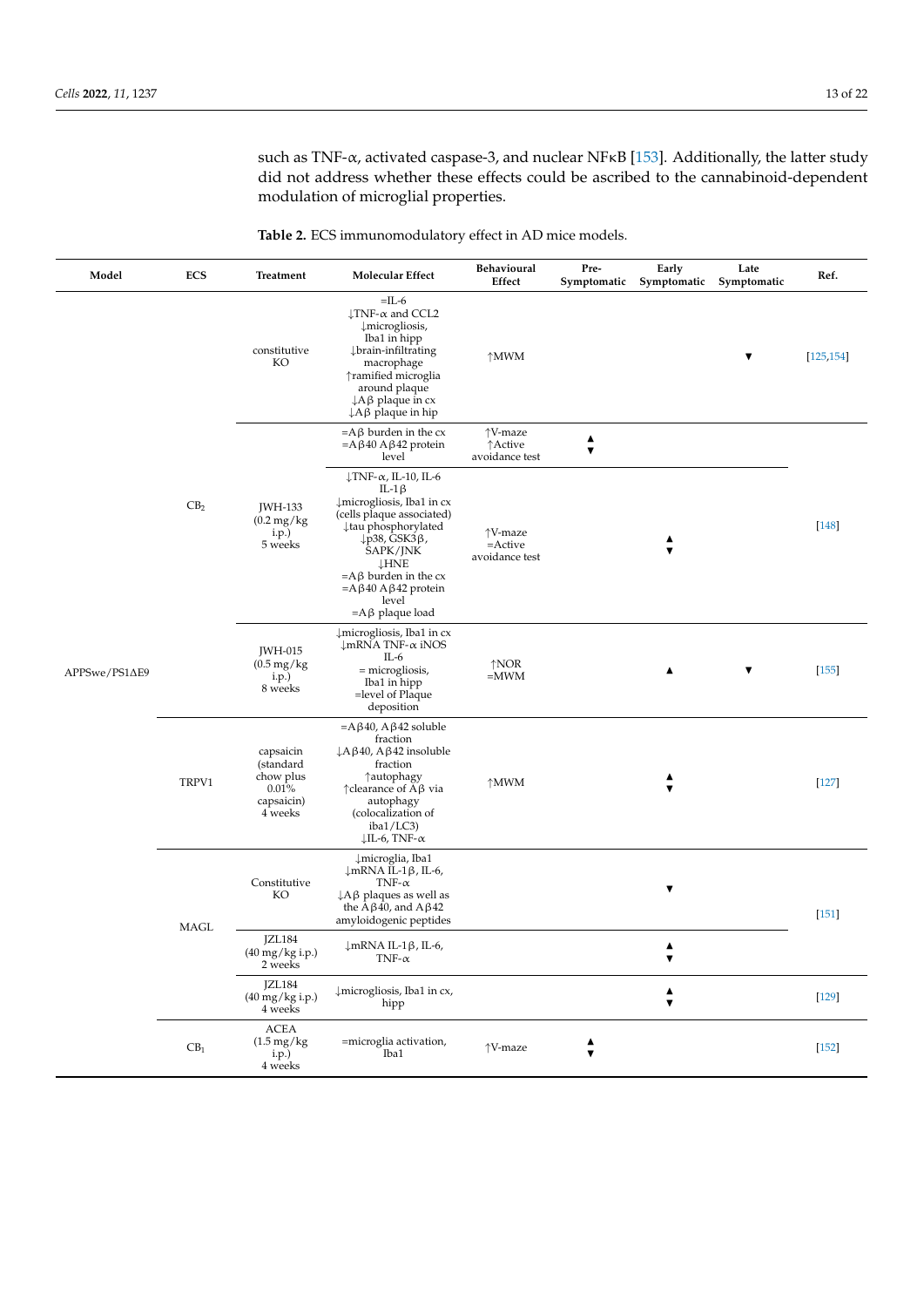such as TNF-α, activated caspase-3, and nuclear NFκB [153]. Additionally, the latter study did not address whether these effects could be ascribed to the cannabinoid-dependent modulation of microglial properties.

**Table 2.** ECS immunomodulatory effect in AD mice models.

| Model | ECS | Treatment | Molecular Effect | Behavioural Effect | Pre-Symptomatic | Early Symptomatic | Late Symptomatic | Ref. |
|---|---|---|---|---|---|---|---|---|
| APPSwe/PS1ΔE9 | $CB_2$ | constitutive KO | =IL-6<br>↓TNF-α and CCL2<br>↓microgliosis, Iba1 in hipp<br>↓brain-infiltrating macrophage<br>↑ramified microglia around plaque<br>↓Aβ plaque in cx<br>↓Aβ plaque in hip | ↑MWM | | | ▼ | [125,154] |
| | | JWH-133 (0.2 mg/kg i.p.) 5 weeks | =Aβ burden in the cx<br>=Aβ40 Aβ42 protein level | ↑V-maze<br>↑Active avoidance test | ▲▼ | | | [148] |
| | | | ↓TNF-α, IL-10, IL-6 IL-1β<br>↓microgliosis, Iba1 in cx (cells plaque associated)<br>↓tau phosphorylated<br>↓p38, GSK3β, SAPK/JNK<br>↓HNE<br>=Aβ burden in the cx<br>=Aβ40 Aβ42 protein level<br>=Aβ plaque load | ↑V-maze<br>=Active avoidance test | | ▲▼ | | |
| | | JWH-015 (0.5 mg/kg i.p.) 8 weeks | ↓microgliosis, Iba1 in cx<br>↓mRNA TNF-α iNOS IL-6<br>= microgliosis, Iba1 in hipp<br>=level of Plaque deposition | ↑NOR<br>=MWM | | ▲ | ▼ | [155] |
| | TRPV1 | capsaicin (standard chow plus 0.01% capsaicin) 4 weeks | =Aβ40, Aβ42 soluble fraction<br>↓Aβ40, Aβ42 insoluble fraction<br>↑autophagy<br>↑clearance of Aβ via autophagy (colocalization of iba1/LC3)<br>↓IL-6, TNF-α | ↑MWM | | ▲▼ | | [127] |
| | MAGL | Constitutive KO | ↓microglia, Iba1<br>↓mRNA IL-1β, IL-6, TNF-α<br>↓Aβ plaques as well as the Aβ40, and Aβ42 amyloidogenic peptides | | | ▼ | | [151] |
| | | JZL184 (40 mg/kg i.p.) 2 weeks | ↓mRNA IL-1β, IL-6, TNF-α | | | ▲▼ | | |
| | | JZL184 (40 mg/kg i.p.) 4 weeks | ↓microgliosis, Iba1 in cx, hipp | | | ▲▼ | | [129] |
| | $CB_1$ | ACEA (1.5 mg/kg i.p.) 4 weeks | =microglia activation, Iba1 | ↑V-maze | ▲▼ | | | [152] |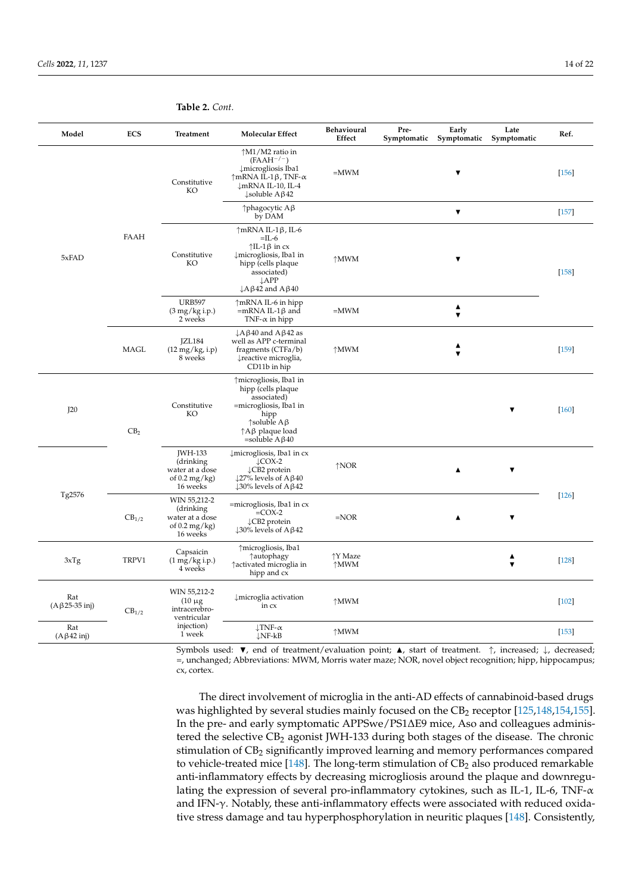**Table 2.** *Cont.*

| Model | ECS | Treatment | Molecular Effect | Behavioural Effect | Pre-Symptomatic | Early Symptomatic | Late Symptomatic | Ref. |
|---|---|---|---|---|---|---|---|---|
| 5xFAD | FAAH | Constitutive KO | ↑M1/M2 ratio in (FAAH$^{-/-}$) ↓microgliosis Iba1 ↑mRNA IL-1β, TNF-α ↓mRNA IL-10, IL-4 ↓soluble Aβ42 | =MWM | | ▼ | | [156] |
| | | | ↑phagocytic Aβ by DAM | | | ▼ | | [157] |
| | | Constitutive KO | ↑mRNA IL-1β, IL-6 =IL-6 ↑IL-1β in cx ↓microgliosis, Iba1 in hipp (cells plaque associated) ↓APP ↓Aβ42 and Aβ40 | ↑MWM | | ▼ | | [158] |
| | | URB597 (3 mg/kg i.p.) 2 weeks | ↑mRNA IL-6 in hipp =mRNA IL-1β and TNF-α in hipp | =MWM | | ▲ ▼ | | [158] |
| | MAGL | JZL184 (12 mg/kg, i.p) 8 weeks | ↓Aβ40 and Aβ42 as well as APP c-terminal fragments (CTFa/b) ↓reactive microglia, CD11b in hip | ↑MWM | | ▲ ▼ | | [159] |
| J20 | $CB_2$ | Constitutive KO | ↑microgliosis, Iba1 in hipp (cells plaque associated) =microgliosis, Iba1 in hipp ↑soluble Aβ ↑Aβ plaque load =soluble Aβ40 | | | | ▼ | [160] |
| Tg2576 | $CB_2$ | JWH-133 (drinking water at a dose of 0.2 mg/kg) 16 weeks | ↓microgliosis, Iba1 in cx ↓COX-2 ↓CB2 protein ↓27% levels of Aβ40 ↓30% levels of Aβ42 | ↑NOR | | ▲ | ▼ | [126] |
| | $CB_{1/2}$ | WIN 55,212-2 (drinking water at a dose of 0.2 mg/kg) 16 weeks | =microgliosis, Iba1 in cx =COX-2 ↓CB2 protein ↓30% levels of Aβ42 | =NOR | | ▲ | ▼ | [126] |
| 3xTg | TRPV1 | Capsaicin (1 mg/kg i.p.) 4 weeks | ↑microgliosis, Iba1 ↑autophagy ↑activated microglia in hipp and cx | ↑Y Maze ↑MWM | | | ▲ ▼ | [128] |
| Rat (Aβ25-35 inj) | $CB_{1/2}$ | WIN 55,212-2 (10 µg intracerebro-ventricular injection) 1 week | ↓microglia activation in cx | ↑MWM | | | | [102] |
| Rat (Aβ42 inj) | $CB_{1/2}$ | WIN 55,212-2 (10 µg intracerebro-ventricular injection) 1 week | ↓TNF-α ↓NF-kB | ↑MWM | | | | [153] |

Symbols used: ▼, end of treatment/evaluation point; ▲, start of treatment. ↑, increased; ↓, decreased; =, unchanged; Abbreviations: MWM, Morris water maze; NOR, novel object recognition; hipp, hippocampus; cx, cortex.

The direct involvement of microglia in the anti-AD effects of cannabinoid-based drugs was highlighted by several studies mainly focused on the $CB_2$ receptor [125,148,154,155]. In the pre- and early symptomatic APPSwe/PS1ΔE9 mice, Aso and colleagues administered the selective $CB_2$ agonist JWH-133 during both stages of the disease. The chronic stimulation of $CB_2$ significantly improved learning and memory performances compared to vehicle-treated mice [148]. The long-term stimulation of $CB_2$ also produced remarkable anti-inflammatory effects by decreasing microgliosis around the plaque and downregulating the expression of several pro-inflammatory cytokines, such as IL-1, IL-6, TNF-α and IFN-γ. Notably, these anti-inflammatory effects were associated with reduced oxidative stress damage and tau hyperphosphorylation in neuritic plaques [148]. Consistently,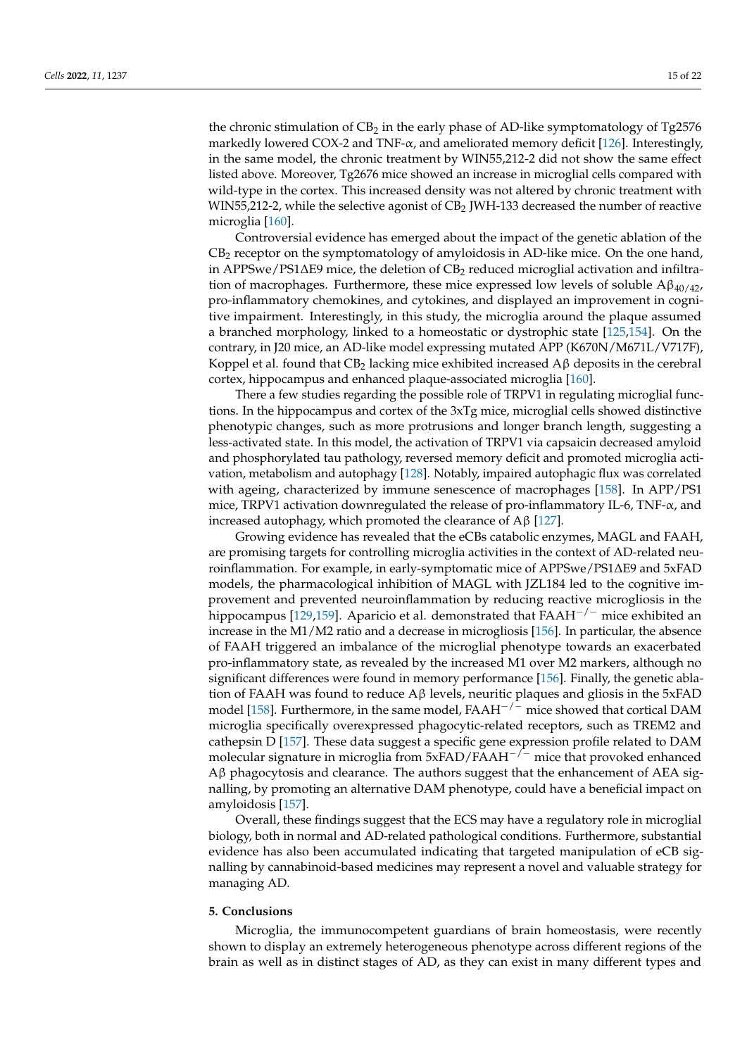the chronic stimulation of $CB_2$ in the early phase of AD-like symptomatology of Tg2576 markedly lowered COX-2 and TNF-$\alpha$, and ameliorated memory deficit [126]. Interestingly, in the same model, the chronic treatment by WIN55,212-2 did not show the same effect listed above. Moreover, Tg2676 mice showed an increase in microglial cells compared with wild-type in the cortex. This increased density was not altered by chronic treatment with WIN55,212-2, while the selective agonist of $CB_2$ JWH-133 decreased the number of reactive microglia [160].

Controversial evidence has emerged about the impact of the genetic ablation of the $CB_2$ receptor on the symptomatology of amyloidosis in AD-like mice. On the one hand, in APPSwe/PS1$\Delta$E9 mice, the deletion of $CB_2$ reduced microglial activation and infiltration of macrophages. Furthermore, these mice expressed low levels of soluble A$\beta_{40/42}$, pro-inflammatory chemokines, and cytokines, and displayed an improvement in cognitive impairment. Interestingly, in this study, the microglia around the plaque assumed a branched morphology, linked to a homeostatic or dystrophic state [125,154]. On the contrary, in J20 mice, an AD-like model expressing mutated APP (K670N/M671L/V717F), Koppel et al. found that $CB_2$ lacking mice exhibited increased A$\beta$ deposits in the cerebral cortex, hippocampus and enhanced plaque-associated microglia [160].

There a few studies regarding the possible role of TRPV1 in regulating microglial functions. In the hippocampus and cortex of the 3xTg mice, microglial cells showed distinctive phenotypic changes, such as more protrusions and longer branch length, suggesting a less-activated state. In this model, the activation of TRPV1 via capsaicin decreased amyloid and phosphorylated tau pathology, reversed memory deficit and promoted microglia activation, metabolism and autophagy [128]. Notably, impaired autophagic flux was correlated with ageing, characterized by immune senescence of macrophages [158]. In APP/PS1 mice, TRPV1 activation downregulated the release of pro-inflammatory IL-6, TNF-$\alpha$, and increased autophagy, which promoted the clearance of A$\beta$ [127].

Growing evidence has revealed that the eCBs catabolic enzymes, MAGL and FAAH, are promising targets for controlling microglia activities in the context of AD-related neuroinflammation. For example, in early-symptomatic mice of APPSwe/PS1$\Delta$E9 and 5xFAD models, the pharmacological inhibition of MAGL with JZL184 led to the cognitive improvement and prevented neuroinflammation by reducing reactive microgliosis in the hippocampus [129,159]. Aparicio et al. demonstrated that FAAH$^{-/-}$ mice exhibited an increase in the M1/M2 ratio and a decrease in microgliosis [156]. In particular, the absence of FAAH triggered an imbalance of the microglial phenotype towards an exacerbated pro-inflammatory state, as revealed by the increased M1 over M2 markers, although no significant differences were found in memory performance [156]. Finally, the genetic ablation of FAAH was found to reduce A$\beta$ levels, neuritic plaques and gliosis in the 5xFAD model [158]. Furthermore, in the same model, FAAH$^{-/-}$ mice showed that cortical DAM microglia specifically overexpressed phagocytic-related receptors, such as TREM2 and cathepsin D [157]. These data suggest a specific gene expression profile related to DAM molecular signature in microglia from 5xFAD/FAAH$^{-/-}$ mice that provoked enhanced A$\beta$ phagocytosis and clearance. The authors suggest that the enhancement of AEA signalling, by promoting an alternative DAM phenotype, could have a beneficial impact on amyloidosis [157].

Overall, these findings suggest that the ECS may have a regulatory role in microglial biology, both in normal and AD-related pathological conditions. Furthermore, substantial evidence has also been accumulated indicating that targeted manipulation of eCB signalling by cannabinoid-based medicines may represent a novel and valuable strategy for managing AD.

## 5. Conclusions

Microglia, the immunocompetent guardians of brain homeostasis, were recently shown to display an extremely heterogeneous phenotype across different regions of the brain as well as in distinct stages of AD, as they can exist in many different types and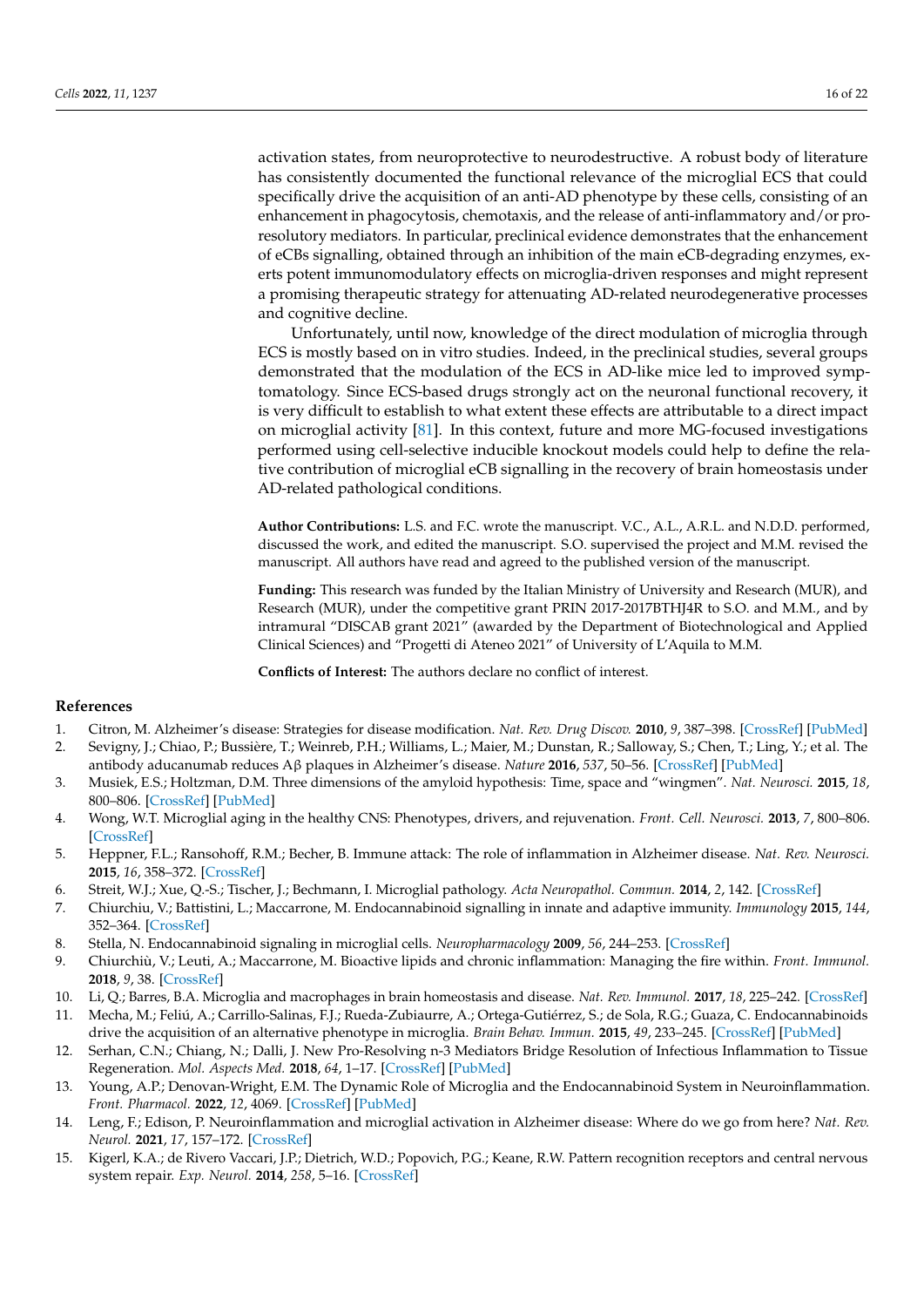activation states, from neuroprotective to neurodestructive. A robust body of literature has consistently documented the functional relevance of the microglial ECS that could specifically drive the acquisition of an anti-AD phenotype by these cells, consisting of an enhancement in phagocytosis, chemotaxis, and the release of anti-inflammatory and/or pro-resolutory mediators. In particular, preclinical evidence demonstrates that the enhancement of eCBs signalling, obtained through an inhibition of the main eCB-degrading enzymes, exerts potent immunomodulatory effects on microglia-driven responses and might represent a promising therapeutic strategy for attenuating AD-related neurodegenerative processes and cognitive decline.

Unfortunately, until now, knowledge of the direct modulation of microglia through ECS is mostly based on in vitro studies. Indeed, in the preclinical studies, several groups demonstrated that the modulation of the ECS in AD-like mice led to improved symptomatology. Since ECS-based drugs strongly act on the neuronal functional recovery, it is very difficult to establish to what extent these effects are attributable to a direct impact on microglial activity [81]. In this context, future and more MG-focused investigations performed using cell-selective inducible knockout models could help to define the relative contribution of microglial eCB signalling in the recovery of brain homeostasis under AD-related pathological conditions.

**Author Contributions:** L.S. and F.C. wrote the manuscript. V.C., A.L., A.R.L. and N.D.D. performed, discussed the work, and edited the manuscript. S.O. supervised the project and M.M. revised the manuscript. All authors have read and agreed to the published version of the manuscript.

**Funding:** This research was funded by the Italian Ministry of University and Research (MUR), and Research (MUR), under the competitive grant PRIN 2017-2017BTHJ4R to S.O. and M.M., and by intramural "DISCAB grant 2021" (awarded by the Department of Biotechnological and Applied Clinical Sciences) and "Progetti di Ateneo 2021" of University of L'Aquila to M.M.

**Conflicts of Interest:** The authors declare no conflict of interest.

## References

1. Citron, M. Alzheimer's disease: Strategies for disease modification. *Nat. Rev. Drug Discov.* **2010**, *9*, 387–398. [CrossRef] [PubMed]
2. Sevigny, J.; Chiao, P.; Bussière, T.; Weinreb, P.H.; Williams, L.; Maier, M.; Dunstan, R.; Salloway, S.; Chen, T.; Ling, Y.; et al. The antibody aducanumab reduces Aβ plaques in Alzheimer's disease. *Nature* **2016**, *537*, 50–56. [CrossRef] [PubMed]
3. Musiek, E.S.; Holtzman, D.M. Three dimensions of the amyloid hypothesis: Time, space and "wingmen". *Nat. Neurosci.* **2015**, *18*, 800–806. [CrossRef] [PubMed]
4. Wong, W.T. Microglial aging in the healthy CNS: Phenotypes, drivers, and rejuvenation. *Front. Cell. Neurosci.* **2013**, *7*, 800–806. [CrossRef]
5. Heppner, F.L.; Ransohoff, R.M.; Becher, B. Immune attack: The role of inflammation in Alzheimer disease. *Nat. Rev. Neurosci.* **2015**, *16*, 358–372. [CrossRef]
6. Streit, W.J.; Xue, Q.-S.; Tischer, J.; Bechmann, I. Microglial pathology. *Acta Neuropathol. Commun.* **2014**, *2*, 142. [CrossRef]
7. Chiurchiu, V.; Battistini, L.; Maccarrone, M. Endocannabinoid signalling in innate and adaptive immunity. *Immunology* **2015**, *144*, 352–364. [CrossRef]
8. Stella, N. Endocannabinoid signaling in microglial cells. *Neuropharmacology* **2009**, *56*, 244–253. [CrossRef]
9. Chiurchiù, V.; Leuti, A.; Maccarrone, M. Bioactive lipids and chronic inflammation: Managing the fire within. *Front. Immunol.* **2018**, *9*, 38. [CrossRef]
10. Li, Q.; Barres, B.A. Microglia and macrophages in brain homeostasis and disease. *Nat. Rev. Immunol.* **2017**, *18*, 225–242. [CrossRef]
11. Mecha, M.; Feliú, A.; Carrillo-Salinas, F.J.; Rueda-Zubiaurre, A.; Ortega-Gutiérrez, S.; de Sola, R.G.; Guaza, C. Endocannabinoids drive the acquisition of an alternative phenotype in microglia. *Brain Behav. Immun.* **2015**, *49*, 233–245. [CrossRef] [PubMed]
12. Serhan, C.N.; Chiang, N.; Dalli, J. New Pro-Resolving n-3 Mediators Bridge Resolution of Infectious Inflammation to Tissue Regeneration. *Mol. Aspects Med.* **2018**, *64*, 1–17. [CrossRef] [PubMed]
13. Young, A.P.; Denovan-Wright, E.M. The Dynamic Role of Microglia and the Endocannabinoid System in Neuroinflammation. *Front. Pharmacol.* **2022**, *12*, 4069. [CrossRef] [PubMed]
14. Leng, F.; Edison, P. Neuroinflammation and microglial activation in Alzheimer disease: Where do we go from here? *Nat. Rev. Neurol.* **2021**, *17*, 157–172. [CrossRef]
15. Kigerl, K.A.; de Rivero Vaccari, J.P.; Dietrich, W.D.; Popovich, P.G.; Keane, R.W. Pattern recognition receptors and central nervous system repair. *Exp. Neurol.* **2014**, *258*, 5–16. [CrossRef]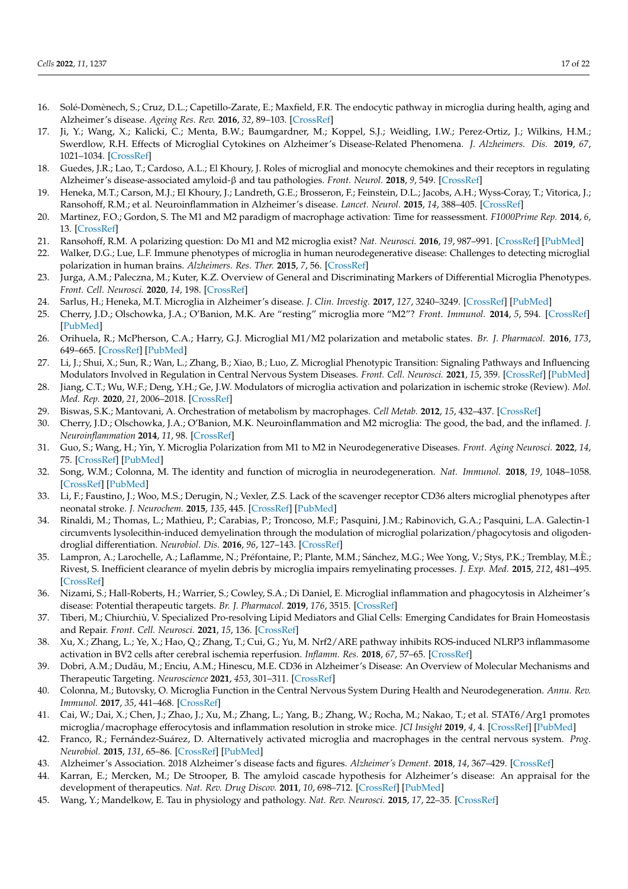16. Solé-Domènech, S.; Cruz, D.L.; Capetillo-Zarate, E.; Maxfield, F.R. The endocytic pathway in microglia during health, aging and Alzheimer's disease. *Ageing Res. Rev.* **2016**, *32*, 89–103. [CrossRef]
17. Ji, Y.; Wang, X.; Kalicki, C.; Menta, B.W.; Baumgardner, M.; Koppel, S.J.; Weidling, I.W.; Perez-Ortiz, J.; Wilkins, H.M.; Swerdlow, R.H. Effects of Microglial Cytokines on Alzheimer's Disease-Related Phenomena. *J. Alzheimers. Dis.* **2019**, *67*, 1021–1034. [CrossRef]
18. Guedes, J.R.; Lao, T.; Cardoso, A.L.; El Khoury, J. Roles of microglial and monocyte chemokines and their receptors in regulating Alzheimer's disease-associated amyloid-β and tau pathologies. *Front. Neurol.* **2018**, *9*, 549. [CrossRef]
19. Heneka, M.T.; Carson, M.J.; El Khoury, J.; Landreth, G.E.; Brosseron, F.; Feinstein, D.L.; Jacobs, A.H.; Wyss-Coray, T.; Vitorica, J.; Ransohoff, R.M.; et al. Neuroinflammation in Alzheimer's disease. *Lancet. Neurol.* **2015**, *14*, 388–405. [CrossRef]
20. Martinez, F.O.; Gordon, S. The M1 and M2 paradigm of macrophage activation: Time for reassessment. *F1000Prime Rep.* **2014**, *6*, 13. [CrossRef]
21. Ransohoff, R.M. A polarizing question: Do M1 and M2 microglia exist? *Nat. Neurosci.* **2016**, *19*, 987–991. [CrossRef] [PubMed]
22. Walker, D.G.; Lue, L.F. Immune phenotypes of microglia in human neurodegenerative disease: Challenges to detecting microglial polarization in human brains. *Alzheimers. Res. Ther.* **2015**, *7*, 56. [CrossRef]
23. Jurga, A.M.; Paleczna, M.; Kuter, K.Z. Overview of General and Discriminating Markers of Differential Microglia Phenotypes. *Front. Cell. Neurosci.* **2020**, *14*, 198. [CrossRef]
24. Sarlus, H.; Heneka, M.T. Microglia in Alzheimer's disease. *J. Clin. Investig.* **2017**, *127*, 3240–3249. [CrossRef] [PubMed]
25. Cherry, J.D.; Olschowka, J.A.; O'Banion, M.K. Are "resting" microglia more "M2"? *Front. Immunol.* **2014**, *5*, 594. [CrossRef] [PubMed]
26. Orihuela, R.; McPherson, C.A.; Harry, G.J. Microglial M1/M2 polarization and metabolic states. *Br. J. Pharmacol.* **2016**, *173*, 649–665. [CrossRef] [PubMed]
27. Li, J.; Shui, X.; Sun, R.; Wan, L.; Zhang, B.; Xiao, B.; Luo, Z. Microglial Phenotypic Transition: Signaling Pathways and Influencing Modulators Involved in Regulation in Central Nervous System Diseases. *Front. Cell. Neurosci.* **2021**, *15*, 359. [CrossRef] [PubMed]
28. Jiang, C.T.; Wu, W.F.; Deng, Y.H.; Ge, J.W. Modulators of microglia activation and polarization in ischemic stroke (Review). *Mol. Med. Rep.* **2020**, *21*, 2006–2018. [CrossRef]
29. Biswas, S.K.; Mantovani, A. Orchestration of metabolism by macrophages. *Cell Metab.* **2012**, *15*, 432–437. [CrossRef]
30. Cherry, J.D.; Olschowka, J.A.; O'Banion, M.K. Neuroinflammation and M2 microglia: The good, the bad, and the inflamed. *J. Neuroinflammation* **2014**, *11*, 98. [CrossRef]
31. Guo, S.; Wang, H.; Yin, Y. Microglia Polarization from M1 to M2 in Neurodegenerative Diseases. *Front. Aging Neurosci.* **2022**, *14*, 75. [CrossRef] [PubMed]
32. Song, W.M.; Colonna, M. The identity and function of microglia in neurodegeneration. *Nat. Immunol.* **2018**, *19*, 1048–1058. [CrossRef] [PubMed]
33. Li, F.; Faustino, J.; Woo, M.S.; Derugin, N.; Vexler, Z.S. Lack of the scavenger receptor CD36 alters microglial phenotypes after neonatal stroke. *J. Neurochem.* **2015**, *135*, 445. [CrossRef] [PubMed]
34. Rinaldi, M.; Thomas, L.; Mathieu, P.; Carabias, P.; Troncoso, M.F.; Pasquini, J.M.; Rabinovich, G.A.; Pasquini, L.A. Galectin-1 circumvents lysolecithin-induced demyelination through the modulation of microglial polarization/phagocytosis and oligodendroglial differentiation. *Neurobiol. Dis.* **2016**, *96*, 127–143. [CrossRef]
35. Lampron, A.; Larochelle, A.; Laflamme, N.; Préfontaine, P.; Plante, M.M.; Sánchez, M.G.; Wee Yong, V.; Stys, P.K.; Tremblay, M.È.; Rivest, S. Inefficient clearance of myelin debris by microglia impairs remyelinating processes. *J. Exp. Med.* **2015**, *212*, 481–495. [CrossRef]
36. Nizami, S.; Hall-Roberts, H.; Warrier, S.; Cowley, S.A.; Di Daniel, E. Microglial inflammation and phagocytosis in Alzheimer's disease: Potential therapeutic targets. *Br. J. Pharmacol.* **2019**, *176*, 3515. [CrossRef]
37. Tiberi, M.; Chiurchiù, V. Specialized Pro-resolving Lipid Mediators and Glial Cells: Emerging Candidates for Brain Homeostasis and Repair. *Front. Cell. Neurosci.* **2021**, *15*, 136. [CrossRef]
38. Xu, X.; Zhang, L.; Ye, X.; Hao, Q.; Zhang, T.; Cui, G.; Yu, M. Nrf2/ARE pathway inhibits ROS-induced NLRP3 inflammasome activation in BV2 cells after cerebral ischemia reperfusion. *Inflamm. Res.* **2018**, *67*, 57–65. [CrossRef]
39. Dobri, A.M.; Dudău, M.; Enciu, A.M.; Hinescu, M.E. CD36 in Alzheimer's Disease: An Overview of Molecular Mechanisms and Therapeutic Targeting. *Neuroscience* **2021**, *453*, 301–311. [CrossRef]
40. Colonna, M.; Butovsky, O. Microglia Function in the Central Nervous System During Health and Neurodegeneration. *Annu. Rev. Immunol.* **2017**, *35*, 441–468. [CrossRef]
41. Cai, W.; Dai, X.; Chen, J.; Zhao, J.; Xu, M.; Zhang, L.; Yang, B.; Zhang, W.; Rocha, M.; Nakao, T.; et al. STAT6/Arg1 promotes microglia/macrophage efferocytosis and inflammation resolution in stroke mice. *JCI Insight* **2019**, *4*, 4. [CrossRef] [PubMed]
42. Franco, R.; Fernández-Suárez, D. Alternatively activated microglia and macrophages in the central nervous system. *Prog. Neurobiol.* **2015**, *131*, 65–86. [CrossRef] [PubMed]
43. Alzheimer's Association. 2018 Alzheimer's disease facts and figures. *Alzheimer's Dement.* **2018**, *14*, 367–429. [CrossRef]
44. Karran, E.; Mercken, M.; De Strooper, B. The amyloid cascade hypothesis for Alzheimer's disease: An appraisal for the development of therapeutics. *Nat. Rev. Drug Discov.* **2011**, *10*, 698–712. [CrossRef] [PubMed]
45. Wang, Y.; Mandelkow, E. Tau in physiology and pathology. *Nat. Rev. Neurosci.* **2015**, *17*, 22–35. [CrossRef]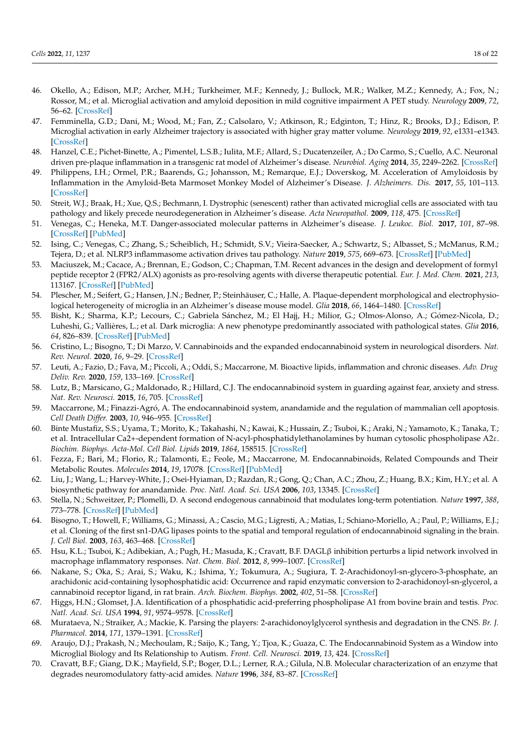46. Okello, A.; Edison, M.P.; Archer, M.H.; Turkheimer, M.F.; Kennedy, J.; Bullock, M.R.; Walker, M.Z.; Kennedy, A.; Fox, N.; Rossor, M.; et al. Microglial activation and amyloid deposition in mild cognitive impairment A PET study. *Neurology* **2009**, *72*, 56–62. [CrossRef]
47. Femminella, G.D.; Dani, M.; Wood, M.; Fan, Z.; Calsolaro, V.; Atkinson, R.; Edginton, T.; Hinz, R.; Brooks, D.J.; Edison, P. Microglial activation in early Alzheimer trajectory is associated with higher gray matter volume. *Neurology* **2019**, *92*, e1331–e1343. [CrossRef]
48. Hanzel, C.E.; Pichet-Binette, A.; Pimentel, L.S.B.; Iulita, M.F.; Allard, S.; Ducatenzeiler, A.; Do Carmo, S.; Cuello, A.C. Neuronal driven pre-plaque inflammation in a transgenic rat model of Alzheimer's disease. *Neurobiol. Aging* **2014**, *35*, 2249–2262. [CrossRef]
49. Philippens, I.H.; Ormel, P.R.; Baarends, G.; Johansson, M.; Remarque, E.J.; Doverskog, M. Acceleration of Amyloidosis by Inflammation in the Amyloid-Beta Marmoset Monkey Model of Alzheimer's Disease. *J. Alzheimers. Dis.* **2017**, *55*, 101–113. [CrossRef]
50. Streit, W.J.; Braak, H.; Xue, Q.S.; Bechmann, I. Dystrophic (senescent) rather than activated microglial cells are associated with tau pathology and likely precede neurodegeneration in Alzheimer's disease. *Acta Neuropathol.* **2009**, *118*, 475. [CrossRef]
51. Venegas, C.; Heneka, M.T. Danger-associated molecular patterns in Alzheimer's disease. *J. Leukoc. Biol.* **2017**, *101*, 87–98. [CrossRef] [PubMed]
52. Ising, C.; Venegas, C.; Zhang, S.; Scheiblich, H.; Schmidt, S.V.; Vieira-Saecker, A.; Schwartz, S.; Albasset, S.; McManus, R.M.; Tejera, D.; et al. NLRP3 inflammasome activation drives tau pathology. *Nature* **2019**, *575*, 669–673. [CrossRef] [PubMed]
53. Maciuszek, M.; Cacace, A.; Brennan, E.; Godson, C.; Chapman, T.M. Recent advances in the design and development of formyl peptide receptor 2 (FPR2/ALX) agonists as pro-resolving agents with diverse therapeutic potential. *Eur. J. Med. Chem.* **2021**, *213*, 113167. [CrossRef] [PubMed]
54. Plescher, M.; Seifert, G.; Hansen, J.N.; Bedner, P.; Steinhäuser, C.; Halle, A. Plaque-dependent morphological and electrophysiological heterogeneity of microglia in an Alzheimer's disease mouse model. *Glia* **2018**, *66*, 1464–1480. [CrossRef]
55. Bisht, K.; Sharma, K.P.; Lecours, C.; Gabriela Sánchez, M.; El Hajj, H.; Milior, G.; Olmos-Alonso, A.; Gómez-Nicola, D.; Luheshi, G.; Vallières, L.; et al. Dark microglia: A new phenotype predominantly associated with pathological states. *Glia* **2016**, *64*, 826–839. [CrossRef] [PubMed]
56. Cristino, L.; Bisogno, T.; Di Marzo, V. Cannabinoids and the expanded endocannabinoid system in neurological disorders. *Nat. Rev. Neurol.* **2020**, *16*, 9–29. [CrossRef]
57. Leuti, A.; Fazio, D.; Fava, M.; Piccoli, A.; Oddi, S.; Maccarrone, M. Bioactive lipids, inflammation and chronic diseases. *Adv. Drug Deliv. Rev.* **2020**, *159*, 133–169. [CrossRef]
58. Lutz, B.; Marsicano, G.; Maldonado, R.; Hillard, C.J. The endocannabinoid system in guarding against fear, anxiety and stress. *Nat. Rev. Neurosci.* **2015**, *16*, 705. [CrossRef]
59. Maccarrone, M.; Finazzi-Agró, A. The endocannabinoid system, anandamide and the regulation of mammalian cell apoptosis. *Cell Death Differ.* **2003**, *10*, 946–955. [CrossRef]
60. Binte Mustafiz, S.S.; Uyama, T.; Morito, K.; Takahashi, N.; Kawai, K.; Hussain, Z.; Tsuboi, K.; Araki, N.; Yamamoto, K.; Tanaka, T.; et al. Intracellular Ca2+-dependent formation of N-acyl-phosphatidylethanolamines by human cytosolic phospholipase A2ε. *Biochim. Biophys. Acta-Mol. Cell Biol. Lipids* **2019**, *1864*, 158515. [CrossRef]
61. Fezza, F.; Bari, M.; Florio, R.; Talamonti, E.; Feole, M.; Maccarrone, M. Endocannabinoids, Related Compounds and Their Metabolic Routes. *Molecules* **2014**, *19*, 17078. [CrossRef] [PubMed]
62. Liu, J.; Wang, L.; Harvey-White, J.; Osei-Hyiaman, D.; Razdan, R.; Gong, Q.; Chan, A.C.; Zhou, Z.; Huang, B.X.; Kim, H.Y.; et al. A biosynthetic pathway for anandamide. *Proc. Natl. Acad. Sci. USA* **2006**, *103*, 13345. [CrossRef]
63. Stella, N.; Schweitzer, P.; Plomelli, D. A second endogenous cannabinoid that modulates long-term potentiation. *Nature* **1997**, *388*, 773–778. [CrossRef] [PubMed]
64. Bisogno, T.; Howell, F.; Williams, G.; Minassi, A.; Cascio, M.G.; Ligresti, A.; Matias, I.; Schiano-Moriello, A.; Paul, P.; Williams, E.J.; et al. Cloning of the first sn1-DAG lipases points to the spatial and temporal regulation of endocannabinoid signaling in the brain. *J. Cell Biol.* **2003**, *163*, 463–468. [CrossRef]
65. Hsu, K.L.; Tsuboi, K.; Adibekian, A.; Pugh, H.; Masuda, K.; Cravatt, B.F. DAGLβ inhibition perturbs a lipid network involved in macrophage inflammatory responses. *Nat. Chem. Biol.* **2012**, *8*, 999–1007. [CrossRef]
66. Nakane, S.; Oka, S.; Arai, S.; Waku, K.; Ishima, Y.; Tokumura, A.; Sugiura, T. 2-Arachidonoyl-sn-glycero-3-phosphate, an arachidonic acid-containing lysophosphatidic acid: Occurrence and rapid enzymatic conversion to 2-arachidonoyl-sn-glycerol, a cannabinoid receptor ligand, in rat brain. *Arch. Biochem. Biophys.* **2002**, *402*, 51–58. [CrossRef]
67. Higgs, H.N.; Glomset, J.A. Identification of a phosphatidic acid-preferring phospholipase A1 from bovine brain and testis. *Proc. Natl. Acad. Sci. USA* **1994**, *91*, 9574–9578. [CrossRef]
68. Murataeva, N.; Straiker, A.; Mackie, K. Parsing the players: 2-arachidonoylglycerol synthesis and degradation in the CNS. *Br. J. Pharmacol.* **2014**, *171*, 1379–1391. [CrossRef]
69. Araujo, D.J.; Prakash, N.; Mechoulam, R.; Saijo, K.; Tang, Y.; Tjoa, K.; Guaza, C. The Endocannabinoid System as a Window into Microglial Biology and Its Relationship to Autism. *Front. Cell. Neurosci.* **2019**, *13*, 424. [CrossRef]
70. Cravatt, B.F.; Giang, D.K.; Mayfield, S.P.; Boger, D.L.; Lerner, R.A.; Gilula, N.B. Molecular characterization of an enzyme that degrades neuromodulatory fatty-acid amides. *Nature* **1996**, *384*, 83–87. [CrossRef]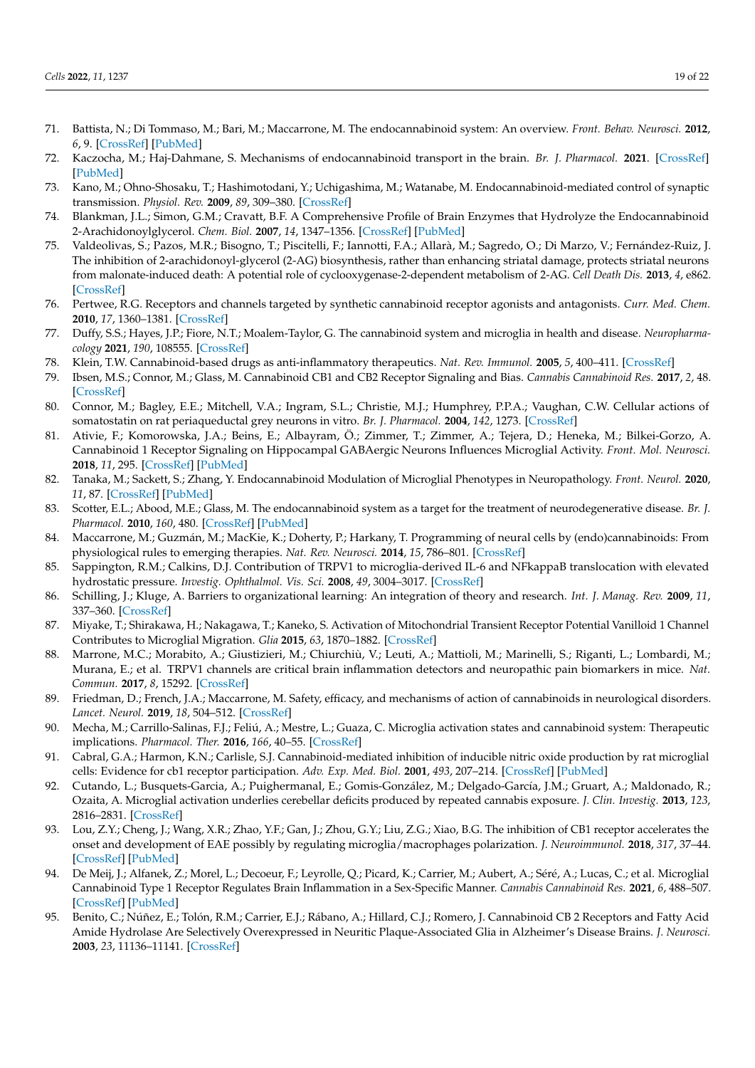71. Battista, N.; Di Tommaso, M.; Bari, M.; Maccarrone, M. The endocannabinoid system: An overview. *Front. Behav. Neurosci.* **2012**, *6*, 9. [CrossRef] [PubMed]
72. Kaczocha, M.; Haj-Dahmane, S. Mechanisms of endocannabinoid transport in the brain. *Br. J. Pharmacol.* **2021**. [CrossRef] [PubMed]
73. Kano, M.; Ohno-Shosaku, T.; Hashimotodani, Y.; Uchigashima, M.; Watanabe, M. Endocannabinoid-mediated control of synaptic transmission. *Physiol. Rev.* **2009**, *89*, 309–380. [CrossRef]
74. Blankman, J.L.; Simon, G.M.; Cravatt, B.F. A Comprehensive Profile of Brain Enzymes that Hydrolyze the Endocannabinoid 2-Arachidonoylglycerol. *Chem. Biol.* **2007**, *14*, 1347–1356. [CrossRef] [PubMed]
75. Valdeolivas, S.; Pazos, M.R.; Bisogno, T.; Piscitelli, F.; Iannotti, F.A.; Allarà, M.; Sagredo, O.; Di Marzo, V.; Fernández-Ruiz, J. The inhibition of 2-arachidonoyl-glycerol (2-AG) biosynthesis, rather than enhancing striatal damage, protects striatal neurons from malonate-induced death: A potential role of cyclooxygenase-2-dependent metabolism of 2-AG. *Cell Death Dis.* **2013**, *4*, e862. [CrossRef]
76. Pertwee, R.G. Receptors and channels targeted by synthetic cannabinoid receptor agonists and antagonists. *Curr. Med. Chem.* **2010**, *17*, 1360–1381. [CrossRef]
77. Duffy, S.S.; Hayes, J.P.; Fiore, N.T.; Moalem-Taylor, G. The cannabinoid system and microglia in health and disease. *Neuropharmacology* **2021**, *190*, 108555. [CrossRef]
78. Klein, T.W. Cannabinoid-based drugs as anti-inflammatory therapeutics. *Nat. Rev. Immunol.* **2005**, *5*, 400–411. [CrossRef]
79. Ibsen, M.S.; Connor, M.; Glass, M. Cannabinoid CB1 and CB2 Receptor Signaling and Bias. *Cannabis Cannabinoid Res.* **2017**, *2*, 48. [CrossRef]
80. Connor, M.; Bagley, E.E.; Mitchell, V.A.; Ingram, S.L.; Christie, M.J.; Humphrey, P.P.A.; Vaughan, C.W. Cellular actions of somatostatin on rat periaqueductal grey neurons in vitro. *Br. J. Pharmacol.* **2004**, *142*, 1273. [CrossRef]
81. Ativie, F.; Komorowska, J.A.; Beins, E.; Albayram, Ö.; Zimmer, T.; Zimmer, A.; Tejera, D.; Heneka, M.; Bilkei-Gorzo, A. Cannabinoid 1 Receptor Signaling on Hippocampal GABAergic Neurons Influences Microglial Activity. *Front. Mol. Neurosci.* **2018**, *11*, 295. [CrossRef] [PubMed]
82. Tanaka, M.; Sackett, S.; Zhang, Y. Endocannabinoid Modulation of Microglial Phenotypes in Neuropathology. *Front. Neurol.* **2020**, *11*, 87. [CrossRef] [PubMed]
83. Scotter, E.L.; Abood, M.E.; Glass, M. The endocannabinoid system as a target for the treatment of neurodegenerative disease. *Br. J. Pharmacol.* **2010**, *160*, 480. [CrossRef] [PubMed]
84. Maccarrone, M.; Guzmán, M.; MacKie, K.; Doherty, P.; Harkany, T. Programming of neural cells by (endo)cannabinoids: From physiological rules to emerging therapies. *Nat. Rev. Neurosci.* **2014**, *15*, 786–801. [CrossRef]
85. Sappington, R.M.; Calkins, D.J. Contribution of TRPV1 to microglia-derived IL-6 and NFkappaB translocation with elevated hydrostatic pressure. *Investig. Ophthalmol. Vis. Sci.* **2008**, *49*, 3004–3017. [CrossRef]
86. Schilling, J.; Kluge, A. Barriers to organizational learning: An integration of theory and research. *Int. J. Manag. Rev.* **2009**, *11*, 337–360. [CrossRef]
87. Miyake, T.; Shirakawa, H.; Nakagawa, T.; Kaneko, S. Activation of Mitochondrial Transient Receptor Potential Vanilloid 1 Channel Contributes to Microglial Migration. *Glia* **2015**, *63*, 1870–1882. [CrossRef]
88. Marrone, M.C.; Morabito, A.; Giustizieri, M.; Chiurchiù, V.; Leuti, A.; Mattioli, M.; Marinelli, S.; Riganti, L.; Lombardi, M.; Murana, E.; et al. TRPV1 channels are critical brain inflammation detectors and neuropathic pain biomarkers in mice. *Nat. Commun.* **2017**, *8*, 15292. [CrossRef]
89. Friedman, D.; French, J.A.; Maccarrone, M. Safety, efficacy, and mechanisms of action of cannabinoids in neurological disorders. *Lancet. Neurol.* **2019**, *18*, 504–512. [CrossRef]
90. Mecha, M.; Carrillo-Salinas, F.J.; Feliú, A.; Mestre, L.; Guaza, C. Microglia activation states and cannabinoid system: Therapeutic implications. *Pharmacol. Ther.* **2016**, *166*, 40–55. [CrossRef]
91. Cabral, G.A.; Harmon, K.N.; Carlisle, S.J. Cannabinoid-mediated inhibition of inducible nitric oxide production by rat microglial cells: Evidence for cb1 receptor participation. *Adv. Exp. Med. Biol.* **2001**, *493*, 207–214. [CrossRef] [PubMed]
92. Cutando, L.; Busquets-Garcia, A.; Puighermanal, E.; Gomis-González, M.; Delgado-García, J.M.; Gruart, A.; Maldonado, R.; Ozaita, A. Microglial activation underlies cerebellar deficits produced by repeated cannabis exposure. *J. Clin. Investig.* **2013**, *123*, 2816–2831. [CrossRef]
93. Lou, Z.Y.; Cheng, J.; Wang, X.R.; Zhao, Y.F.; Gan, J.; Zhou, G.Y.; Liu, Z.G.; Xiao, B.G. The inhibition of CB1 receptor accelerates the onset and development of EAE possibly by regulating microglia/macrophages polarization. *J. Neuroimmunol.* **2018**, *317*, 37–44. [CrossRef] [PubMed]
94. De Meij, J.; Alfanek, Z.; Morel, L.; Decoeur, F.; Leyrolle, Q.; Picard, K.; Carrier, M.; Aubert, A.; Séré, A.; Lucas, C.; et al. Microglial Cannabinoid Type 1 Receptor Regulates Brain Inflammation in a Sex-Specific Manner. *Cannabis Cannabinoid Res.* **2021**, *6*, 488–507. [CrossRef] [PubMed]
95. Benito, C.; Núñez, E.; Tolón, R.M.; Carrier, E.J.; Rábano, A.; Hillard, C.J.; Romero, J. Cannabinoid CB 2 Receptors and Fatty Acid Amide Hydrolase Are Selectively Overexpressed in Neuritic Plaque-Associated Glia in Alzheimer's Disease Brains. *J. Neurosci.* **2003**, *23*, 11136–11141. [CrossRef]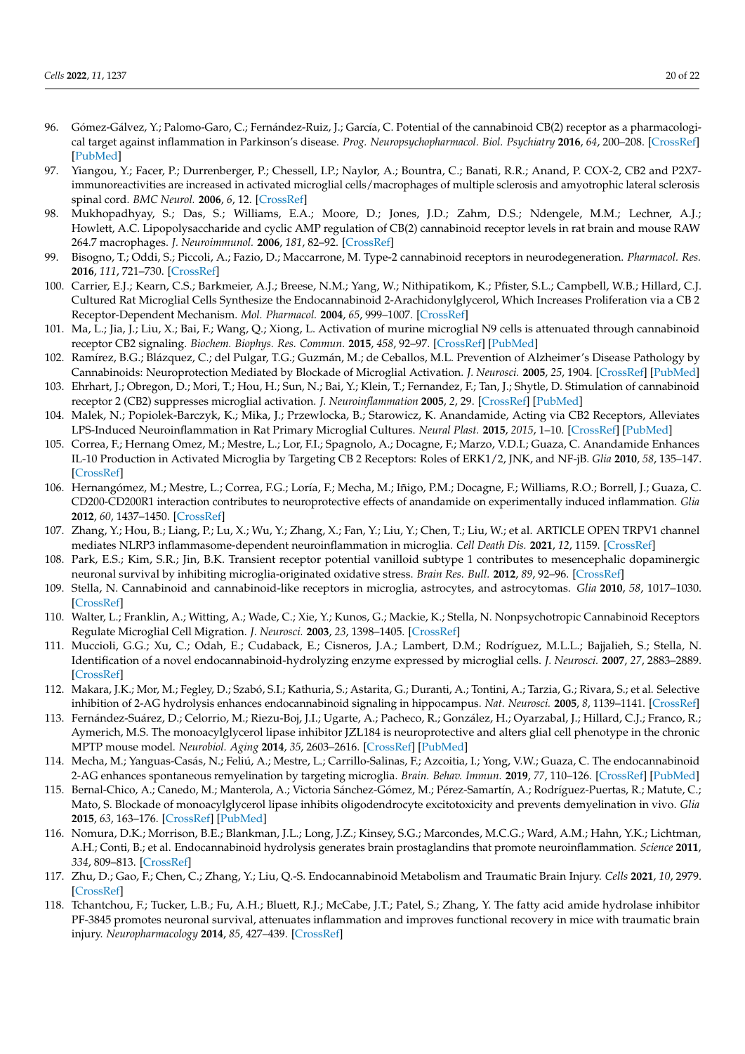96. Gómez-Gálvez, Y.; Palomo-Garo, C.; Fernández-Ruiz, J.; García, C. Potential of the cannabinoid CB(2) receptor as a pharmacological target against inflammation in Parkinson's disease. *Prog. Neuropsychopharmacol. Biol. Psychiatry* **2016**, *64*, 200–208. [CrossRef] [PubMed]
97. Yiangou, Y.; Facer, P.; Durrenberger, P.; Chessell, I.P.; Naylor, A.; Bountra, C.; Banati, R.R.; Anand, P. COX-2, CB2 and P2X7-immunoreactivities are increased in activated microglial cells/macrophages of multiple sclerosis and amyotrophic lateral sclerosis spinal cord. *BMC Neurol.* **2006**, *6*, 12. [CrossRef]
98. Mukhopadhyay, S.; Das, S.; Williams, E.A.; Moore, D.; Jones, J.D.; Zahm, D.S.; Ndengele, M.M.; Lechner, A.J.; Howlett, A.C. Lipopolysaccharide and cyclic AMP regulation of CB(2) cannabinoid receptor levels in rat brain and mouse RAW 264.7 macrophages. *J. Neuroimmunol.* **2006**, *181*, 82–92. [CrossRef]
99. Bisogno, T.; Oddi, S.; Piccoli, A.; Fazio, D.; Maccarrone, M. Type-2 cannabinoid receptors in neurodegeneration. *Pharmacol. Res.* **2016**, *111*, 721–730. [CrossRef]
100. Carrier, E.J.; Kearn, C.S.; Barkmeier, A.J.; Breese, N.M.; Yang, W.; Nithipatikom, K.; Pfister, S.L.; Campbell, W.B.; Hillard, C.J. Cultured Rat Microglial Cells Synthesize the Endocannabinoid 2-Arachidonylglycerol, Which Increases Proliferation via a CB 2 Receptor-Dependent Mechanism. *Mol. Pharmacol.* **2004**, *65*, 999–1007. [CrossRef]
101. Ma, L.; Jia, J.; Liu, X.; Bai, F.; Wang, Q.; Xiong, L. Activation of murine microglial N9 cells is attenuated through cannabinoid receptor CB2 signaling. *Biochem. Biophys. Res. Commun.* **2015**, *458*, 92–97. [CrossRef] [PubMed]
102. Ramírez, B.G.; Blázquez, C.; del Pulgar, T.G.; Guzmán, M.; de Ceballos, M.L. Prevention of Alzheimer's Disease Pathology by Cannabinoids: Neuroprotection Mediated by Blockade of Microglial Activation. *J. Neurosci.* **2005**, *25*, 1904. [CrossRef] [PubMed]
103. Ehrhart, J.; Obregon, D.; Mori, T.; Hou, H.; Sun, N.; Bai, Y.; Klein, T.; Fernandez, F.; Tan, J.; Shytle, D. Stimulation of cannabinoid receptor 2 (CB2) suppresses microglial activation. *J. Neuroinflammation* **2005**, *2*, 29. [CrossRef] [PubMed]
104. Malek, N.; Popiolek-Barczyk, K.; Mika, J.; Przewlocka, B.; Starowicz, K. Anandamide, Acting via CB2 Receptors, Alleviates LPS-Induced Neuroinflammation in Rat Primary Microglial Cultures. *Neural Plast.* **2015**, *2015*, 1–10. [CrossRef] [PubMed]
105. Correa, F.; Hernang Omez, M.; Mestre, L.; Lor, F.I.; Spagnolo, A.; Docagne, F.; Marzo, V.D.I.; Guaza, C. Anandamide Enhances IL-10 Production in Activated Microglia by Targeting CB 2 Receptors: Roles of ERK1/2, JNK, and NF-jB. *Glia* **2010**, *58*, 135–147. [CrossRef]
106. Hernangómez, M.; Mestre, L.; Correa, F.G.; Loría, F.; Mecha, M.; Iñigo, P.M.; Docagne, F.; Williams, R.O.; Borrell, J.; Guaza, C. CD200-CD200R1 interaction contributes to neuroprotective effects of anandamide on experimentally induced inflammation. *Glia* **2012**, *60*, 1437–1450. [CrossRef]
107. Zhang, Y.; Hou, B.; Liang, P.; Lu, X.; Wu, Y.; Zhang, X.; Fan, Y.; Liu, Y.; Chen, T.; Liu, W.; et al. ARTICLE OPEN TRPV1 channel mediates NLRP3 inflammasome-dependent neuroinflammation in microglia. *Cell Death Dis.* **2021**, *12*, 1159. [CrossRef]
108. Park, E.S.; Kim, S.R.; Jin, B.K. Transient receptor potential vanilloid subtype 1 contributes to mesencephalic dopaminergic neuronal survival by inhibiting microglia-originated oxidative stress. *Brain Res. Bull.* **2012**, *89*, 92–96. [CrossRef]
109. Stella, N. Cannabinoid and cannabinoid-like receptors in microglia, astrocytes, and astrocytomas. *Glia* **2010**, *58*, 1017–1030. [CrossRef]
110. Walter, L.; Franklin, A.; Witting, A.; Wade, C.; Xie, Y.; Kunos, G.; Mackie, K.; Stella, N. Nonpsychotropic Cannabinoid Receptors Regulate Microglial Cell Migration. *J. Neurosci.* **2003**, *23*, 1398–1405. [CrossRef]
111. Muccioli, G.G.; Xu, C.; Odah, E.; Cudaback, E.; Cisneros, J.A.; Lambert, D.M.; Rodríguez, M.L.L.; Bajjalieh, S.; Stella, N. Identification of a novel endocannabinoid-hydrolyzing enzyme expressed by microglial cells. *J. Neurosci.* **2007**, *27*, 2883–2889. [CrossRef]
112. Makara, J.K.; Mor, M.; Fegley, D.; Szabó, S.I.; Kathuria, S.; Astarita, G.; Duranti, A.; Tontini, A.; Tarzia, G.; Rivara, S.; et al. Selective inhibition of 2-AG hydrolysis enhances endocannabinoid signaling in hippocampus. *Nat. Neurosci.* **2005**, *8*, 1139–1141. [CrossRef]
113. Fernández-Suárez, D.; Celorrio, M.; Riezu-Boj, J.I.; Ugarte, A.; Pacheco, R.; González, H.; Oyarzabal, J.; Hillard, C.J.; Franco, R.; Aymerich, M.S. The monoacylglycerol lipase inhibitor JZL184 is neuroprotective and alters glial cell phenotype in the chronic MPTP mouse model. *Neurobiol. Aging* **2014**, *35*, 2603–2616. [CrossRef] [PubMed]
114. Mecha, M.; Yanguas-Casás, N.; Feliú, A.; Mestre, L.; Carrillo-Salinas, F.; Azcoitia, I.; Yong, V.W.; Guaza, C. The endocannabinoid 2-AG enhances spontaneous remyelination by targeting microglia. *Brain. Behav. Immun.* **2019**, *77*, 110–126. [CrossRef] [PubMed]
115. Bernal-Chico, A.; Canedo, M.; Manterola, A.; Victoria Sánchez-Gómez, M.; Pérez-Samartín, A.; Rodríguez-Puertas, R.; Matute, C.; Mato, S. Blockade of monoacylglycerol lipase inhibits oligodendrocyte excitotoxicity and prevents demyelination in vivo. *Glia* **2015**, *63*, 163–176. [CrossRef] [PubMed]
116. Nomura, D.K.; Morrison, B.E.; Blankman, J.L.; Long, J.Z.; Kinsey, S.G.; Marcondes, M.C.G.; Ward, A.M.; Hahn, Y.K.; Lichtman, A.H.; Conti, B.; et al. Endocannabinoid hydrolysis generates brain prostaglandins that promote neuroinflammation. *Science* **2011**, *334*, 809–813. [CrossRef]
117. Zhu, D.; Gao, F.; Chen, C.; Zhang, Y.; Liu, Q.-S. Endocannabinoid Metabolism and Traumatic Brain Injury. *Cells* **2021**, *10*, 2979. [CrossRef]
118. Tchantchou, F.; Tucker, L.B.; Fu, A.H.; Bluett, R.J.; McCabe, J.T.; Patel, S.; Zhang, Y. The fatty acid amide hydrolase inhibitor PF-3845 promotes neuronal survival, attenuates inflammation and improves functional recovery in mice with traumatic brain injury. *Neuropharmacology* **2014**, *85*, 427–439. [CrossRef]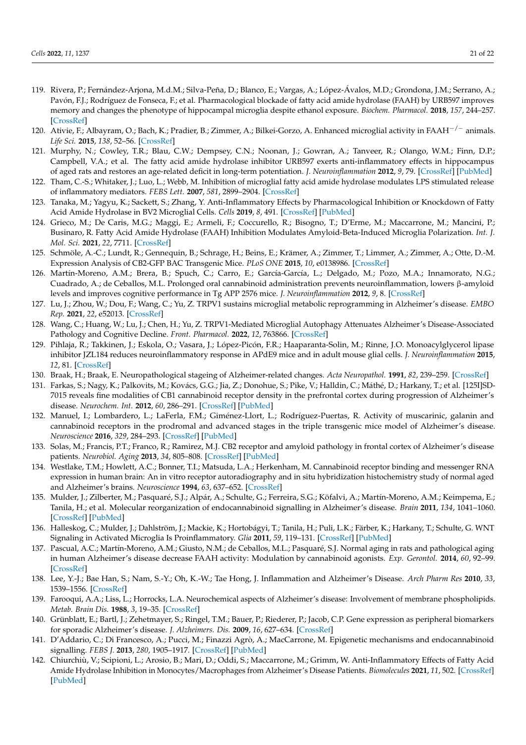119. Rivera, P.; Fernández-Arjona, M.d.M.; Silva-Peña, D.; Blanco, E.; Vargas, A.; López-Ávalos, M.D.; Grondona, J.M.; Serrano, A.; Pavón, F.J.; Rodríguez de Fonseca, F.; et al. Pharmacological blockade of fatty acid amide hydrolase (FAAH) by URB597 improves memory and changes the phenotype of hippocampal microglia despite ethanol exposure. *Biochem. Pharmacol.* **2018**, *157*, 244–257. [CrossRef]
120. Ativie, F.; Albayram, O.; Bach, K.; Pradier, B.; Zimmer, A.; Bilkei-Gorzo, A. Enhanced microglial activity in FAAH$^{-/-}$ animals. *Life Sci.* **2015**, *138*, 52–56. [CrossRef]
121. Murphy, N.; Cowley, T.R.; Blau, C.W.; Dempsey, C.N.; Noonan, J.; Gowran, A.; Tanveer, R.; Olango, W.M.; Finn, D.P.; Campbell, V.A.; et al. The fatty acid amide hydrolase inhibitor URB597 exerts anti-inflammatory effects in hippocampus of aged rats and restores an age-related deficit in long-term potentiation. *J. Neuroinflammation* **2012**, *9*, 79. [CrossRef] [PubMed]
122. Tham, C.-S.; Whitaker, J.; Luo, L.; Webb, M. Inhibition of microglial fatty acid amide hydrolase modulates LPS stimulated release of inflammatory mediators. *FEBS Lett.* **2007**, *581*, 2899–2904. [CrossRef]
123. Tanaka, M.; Yagyu, K.; Sackett, S.; Zhang, Y. Anti-Inflammatory Effects by Pharmacological Inhibition or Knockdown of Fatty Acid Amide Hydrolase in BV2 Microglial Cells. *Cells* **2019**, *8*, 491. [CrossRef] [PubMed]
124. Grieco, M.; De Caris, M.G.; Maggi, E.; Armeli, F.; Coccurello, R.; Bisogno, T.; D'Erme, M.; Maccarrone, M.; Mancini, P.; Businaro, R. Fatty Acid Amide Hydrolase (FAAH) Inhibition Modulates Amyloid-Beta-Induced Microglia Polarization. *Int. J. Mol. Sci.* **2021**, *22*, 7711. [CrossRef]
125. Schmöle, A.-C.; Lundt, R.; Gennequin, B.; Schrage, H.; Beins, E.; Krämer, A.; Zimmer, T.; Limmer, A.; Zimmer, A.; Otte, D.-M. Expression Analysis of CB2-GFP BAC Transgenic Mice. *PLoS ONE* **2015**, *10*, e0138986. [CrossRef]
126. Martín-Moreno, A.M.; Brera, B.; Spuch, C.; Carro, E.; García-García, L.; Delgado, M.; Pozo, M.A.; Innamorato, N.G.; Cuadrado, A.; de Ceballos, M.L. Prolonged oral cannabinoid administration prevents neuroinflammation, lowers β-amyloid levels and improves cognitive performance in Tg APP 2576 mice. *J. Neuroinflammation* **2012**, *9*, 8. [CrossRef]
127. Lu, J.; Zhou, W.; Dou, F.; Wang, C.; Yu, Z. TRPV1 sustains microglial metabolic reprogramming in Alzheimer's disease. *EMBO Rep.* **2021**, *22*, e52013. [CrossRef]
128. Wang, C.; Huang, W.; Lu, J.; Chen, H.; Yu, Z. TRPV1-Mediated Microglial Autophagy Attenuates Alzheimer's Disease-Associated Pathology and Cognitive Decline. *Front. Pharmacol.* **2022**, *12*, 763866. [CrossRef]
129. Pihlaja, R.; Takkinen, J.; Eskola, O.; Vasara, J.; López-Picón, F.R.; Haaparanta-Solin, M.; Rinne, J.O. Monoacylglycerol lipase inhibitor JZL184 reduces neuroinflammatory response in APdE9 mice and in adult mouse glial cells. *J. Neuroinflammation* **2015**, *12*, 81. [CrossRef]
130. Braak, H.; Braak, E. Neuropathological stageing of Alzheimer-related changes. *Acta Neuropathol.* **1991**, *82*, 239–259. [CrossRef]
131. Farkas, S.; Nagy, K.; Palkovits, M.; Kovács, G.G.; Jia, Z.; Donohue, S.; Pike, V.; Halldin, C.; Máthé, D.; Harkany, T.; et al. [125I]SD-7015 reveals fine modalities of CB1 cannabinoid receptor density in the prefrontal cortex during progression of Alzheimer's disease. *Neurochem. Int.* **2012**, *60*, 286–291. [CrossRef] [PubMed]
132. Manuel, I.; Lombardero, L.; LaFerla, F.M.; Giménez-Llort, L.; Rodríguez-Puertas, R. Activity of muscarinic, galanin and cannabinoid receptors in the prodromal and advanced stages in the triple transgenic mice model of Alzheimer's disease. *Neuroscience* **2016**, *329*, 284–293. [CrossRef] [PubMed]
133. Solas, M.; Francis, P.T.; Franco, R.; Ramirez, M.J. CB2 receptor and amyloid pathology in frontal cortex of Alzheimer's disease patients. *Neurobiol. Aging* **2013**, *34*, 805–808. [CrossRef] [PubMed]
134. Westlake, T.M.; Howlett, A.C.; Bonner, T.I.; Matsuda, L.A.; Herkenham, M. Cannabinoid receptor binding and messenger RNA expression in human brain: An in vitro receptor autoradiography and in situ hybridization histochemistry study of normal aged and Alzheimer's brains. *Neuroscience* **1994**, *63*, 637–652. [CrossRef]
135. Mulder, J.; Zilberter, M.; Pasquaré, S.J.; Alpár, A.; Schulte, G.; Ferreira, S.G.; Köfalvi, A.; Martín-Moreno, A.M.; Keimpema, E.; Tanila, H.; et al. Molecular reorganization of endocannabinoid signalling in Alzheimer's disease. *Brain* **2011**, *134*, 1041–1060. [CrossRef] [PubMed]
136. Halleskog, C.; Mulder, J.; Dahlström, J.; Mackie, K.; Hortobágyi, T.; Tanila, H.; Puli, L.K.; Färber, K.; Harkany, T.; Schulte, G. WNT Signaling in Activated Microglia Is Proinflammatory. *Glia* **2011**, *59*, 119–131. [CrossRef] [PubMed]
137. Pascual, A.C.; Martín-Moreno, A.M.; Giusto, N.M.; de Ceballos, M.L.; Pasquaré, S.J. Normal aging in rats and pathological aging in human Alzheimer's disease decrease FAAH activity: Modulation by cannabinoid agonists. *Exp. Gerontol.* **2014**, *60*, 92–99. [CrossRef]
138. Lee, Y.-J.; Bae Han, S.; Nam, S.-Y.; Oh, K.-W.; Tae Hong, J. Inflammation and Alzheimer's Disease. *Arch Pharm Res* **2010**, *33*, 1539–1556. [CrossRef]
139. Farooqui, A.A.; Liss, L.; Horrocks, L.A. Neurochemical aspects of Alzheimer's disease: Involvement of membrane phospholipids. *Metab. Brain Dis.* **1988**, *3*, 19–35. [CrossRef]
140. Grünblatt, E.; Bartl, J.; Zehetmayer, S.; Ringel, T.M.; Bauer, P.; Riederer, P.; Jacob, C.P. Gene expression as peripheral biomarkers for sporadic Alzheimer's disease. *J. Alzheimers. Dis.* **2009**, *16*, 627–634. [CrossRef]
141. D'Addario, C.; Di Francesco, A.; Pucci, M.; Finazzi Agrò, A.; MacCarrone, M. Epigenetic mechanisms and endocannabinoid signalling. *FEBS J.* **2013**, *280*, 1905–1917. [CrossRef] [PubMed]
142. Chiurchiù, V.; Scipioni, L.; Arosio, B.; Mari, D.; Oddi, S.; Maccarrone, M.; Grimm, W. Anti-Inflammatory Effects of Fatty Acid Amide Hydrolase Inhibition in Monocytes/Macrophages from Alzheimer's Disease Patients. *Biomolecules* **2021**, *11*, 502. [CrossRef] [PubMed]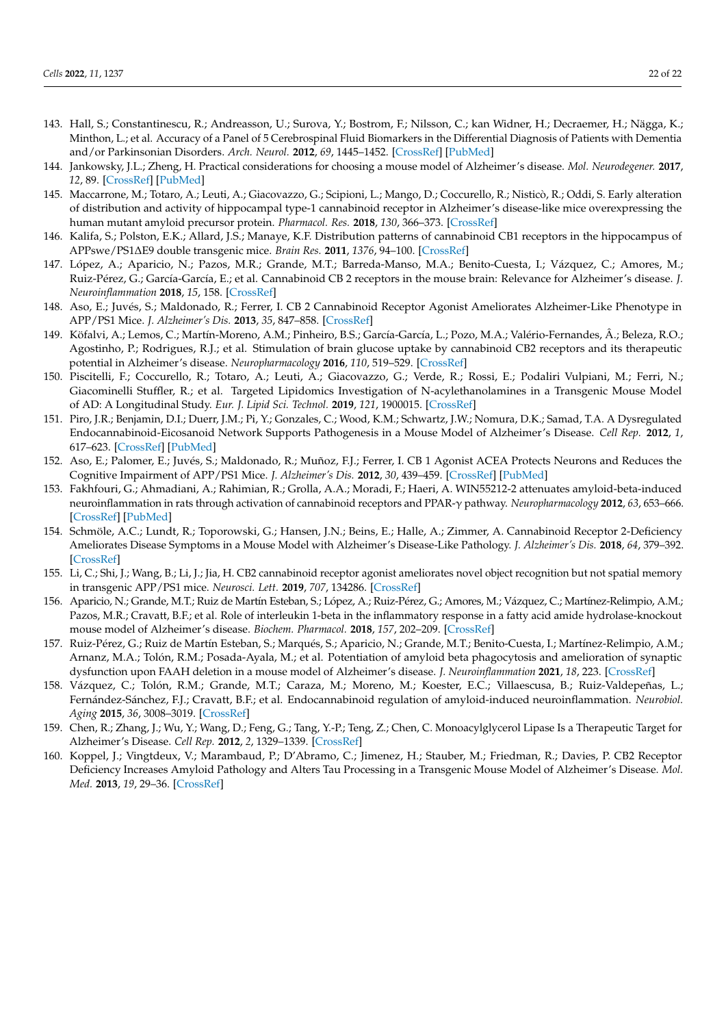143. Hall, S.; Constantinescu, R.; Andreasson, U.; Surova, Y.; Bostrom, F.; Nilsson, C.; kan Widner, H.; Decraemer, H.; Nägga, K.; Minthon, L.; et al. Accuracy of a Panel of 5 Cerebrospinal Fluid Biomarkers in the Differential Diagnosis of Patients with Dementia and/or Parkinsonian Disorders. *Arch. Neurol.* **2012**, *69*, 1445–1452. [CrossRef] [PubMed]
144. Jankowsky, J.L.; Zheng, H. Practical considerations for choosing a mouse model of Alzheimer's disease. *Mol. Neurodegener.* **2017**, *12*, 89. [CrossRef] [PubMed]
145. Maccarrone, M.; Totaro, A.; Leuti, A.; Giacovazzo, G.; Scipioni, L.; Mango, D.; Coccurello, R.; Nisticò, R.; Oddi, S. Early alteration of distribution and activity of hippocampal type-1 cannabinoid receptor in Alzheimer's disease-like mice overexpressing the human mutant amyloid precursor protein. *Pharmacol. Res.* **2018**, *130*, 366–373. [CrossRef]
146. Kalifa, S.; Polston, E.K.; Allard, J.S.; Manaye, K.F. Distribution patterns of cannabinoid CB1 receptors in the hippocampus of APPswe/PS1ΔE9 double transgenic mice. *Brain Res.* **2011**, *1376*, 94–100. [CrossRef]
147. López, A.; Aparicio, N.; Pazos, M.R.; Grande, M.T.; Barreda-Manso, M.A.; Benito-Cuesta, I.; Vázquez, C.; Amores, M.; Ruiz-Pérez, G.; García-García, E.; et al. Cannabinoid CB 2 receptors in the mouse brain: Relevance for Alzheimer's disease. *J. Neuroinflammation* **2018**, *15*, 158. [CrossRef]
148. Aso, E.; Juvés, S.; Maldonado, R.; Ferrer, I. CB 2 Cannabinoid Receptor Agonist Ameliorates Alzheimer-Like Phenotype in APP/PS1 Mice. *J. Alzheimer's Dis.* **2013**, *35*, 847–858. [CrossRef]
149. Köfalvi, A.; Lemos, C.; Martín-Moreno, A.M.; Pinheiro, B.S.; García-García, L.; Pozo, M.A.; Valério-Fernandes, Â.; Beleza, R.O.; Agostinho, P.; Rodrigues, R.J.; et al. Stimulation of brain glucose uptake by cannabinoid CB2 receptors and its therapeutic potential in Alzheimer's disease. *Neuropharmacology* **2016**, *110*, 519–529. [CrossRef]
150. Piscitelli, F.; Coccurello, R.; Totaro, A.; Leuti, A.; Giacovazzo, G.; Verde, R.; Rossi, E.; Podaliri Vulpiani, M.; Ferri, N.; Giacominelli Stuffler, R.; et al. Targeted Lipidomics Investigation of N-acylethanolamines in a Transgenic Mouse Model of AD: A Longitudinal Study. *Eur. J. Lipid Sci. Technol.* **2019**, *121*, 1900015. [CrossRef]
151. Piro, J.R.; Benjamin, D.I.; Duerr, J.M.; Pi, Y.; Gonzales, C.; Wood, K.M.; Schwartz, J.W.; Nomura, D.K.; Samad, T.A. A Dysregulated Endocannabinoid-Eicosanoid Network Supports Pathogenesis in a Mouse Model of Alzheimer's Disease. *Cell Rep.* **2012**, *1*, 617–623. [CrossRef] [PubMed]
152. Aso, E.; Palomer, E.; Juvés, S.; Maldonado, R.; Muñoz, F.J.; Ferrer, I. CB 1 Agonist ACEA Protects Neurons and Reduces the Cognitive Impairment of APP/PS1 Mice. *J. Alzheimer's Dis.* **2012**, *30*, 439–459. [CrossRef] [PubMed]
153. Fakhfouri, G.; Ahmadiani, A.; Rahimian, R.; Grolla, A.A.; Moradi, F.; Haeri, A. WIN55212-2 attenuates amyloid-beta-induced neuroinflammation in rats through activation of cannabinoid receptors and PPAR-γ pathway. *Neuropharmacology* **2012**, *63*, 653–666. [CrossRef] [PubMed]
154. Schmöle, A.C.; Lundt, R.; Toporowski, G.; Hansen, J.N.; Beins, E.; Halle, A.; Zimmer, A. Cannabinoid Receptor 2-Deficiency Ameliorates Disease Symptoms in a Mouse Model with Alzheimer's Disease-Like Pathology. *J. Alzheimer's Dis.* **2018**, *64*, 379–392. [CrossRef]
155. Li, C.; Shi, J.; Wang, B.; Li, J.; Jia, H. CB2 cannabinoid receptor agonist ameliorates novel object recognition but not spatial memory in transgenic APP/PS1 mice. *Neurosci. Lett.* **2019**, *707*, 134286. [CrossRef]
156. Aparicio, N.; Grande, M.T.; Ruiz de Martín Esteban, S.; López, A.; Ruiz-Pérez, G.; Amores, M.; Vázquez, C.; Martínez-Relimpio, A.M.; Pazos, M.R.; Cravatt, B.F.; et al. Role of interleukin 1-beta in the inflammatory response in a fatty acid amide hydrolase-knockout mouse model of Alzheimer's disease. *Biochem. Pharmacol.* **2018**, *157*, 202–209. [CrossRef]
157. Ruiz-Pérez, G.; Ruiz de Martín Esteban, S.; Marqués, S.; Aparicio, N.; Grande, M.T.; Benito-Cuesta, I.; Martínez-Relimpio, A.M.; Arnanz, M.A.; Tolón, R.M.; Posada-Ayala, M.; et al. Potentiation of amyloid beta phagocytosis and amelioration of synaptic dysfunction upon FAAH deletion in a mouse model of Alzheimer's disease. *J. Neuroinflammation* **2021**, *18*, 223. [CrossRef]
158. Vázquez, C.; Tolón, R.M.; Grande, M.T.; Caraza, M.; Moreno, M.; Koester, E.C.; Villaescusa, B.; Ruiz-Valdepeñas, L.; Fernández-Sánchez, F.J.; Cravatt, B.F.; et al. Endocannabinoid regulation of amyloid-induced neuroinflammation. *Neurobiol. Aging* **2015**, *36*, 3008–3019. [CrossRef]
159. Chen, R.; Zhang, J.; Wu, Y.; Wang, D.; Feng, G.; Tang, Y.-P.; Teng, Z.; Chen, C. Monoacylglycerol Lipase Is a Therapeutic Target for Alzheimer's Disease. *Cell Rep.* **2012**, *2*, 1329–1339. [CrossRef]
160. Koppel, J.; Vingtdeux, V.; Marambaud, P.; D'Abramo, C.; Jimenez, H.; Stauber, M.; Friedman, R.; Davies, P. CB2 Receptor Deficiency Increases Amyloid Pathology and Alters Tau Processing in a Transgenic Mouse Model of Alzheimer's Disease. *Mol. Med.* **2013**, *19*, 29–36. [CrossRef]